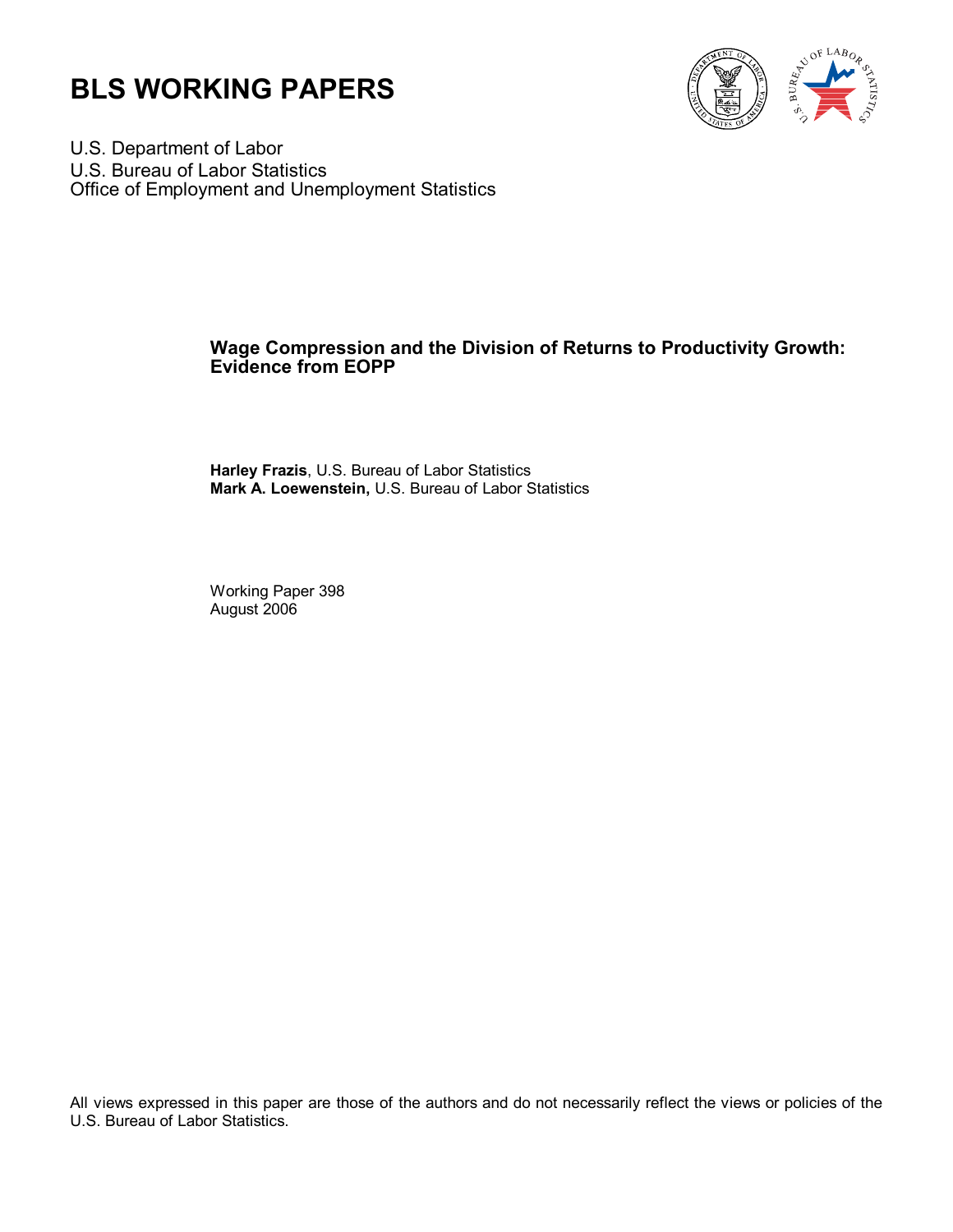# BLS WORKING PAPERS

U.S. Department of Labor
U.S. Bureau of Labor Statistics
Office of Employment and Unemployment Statistics

**Wage Compression and the Division of Returns to Productivity Growth: Evidence from EOPP**

**Harley Frazis**, U.S. Bureau of Labor Statistics
**Mark A. Loewenstein,** U.S. Bureau of Labor Statistics

Working Paper 398
August 2006

All views expressed in this paper are those of the authors and do not necessarily reflect the views or policies of the U.S. Bureau of Labor Statistics.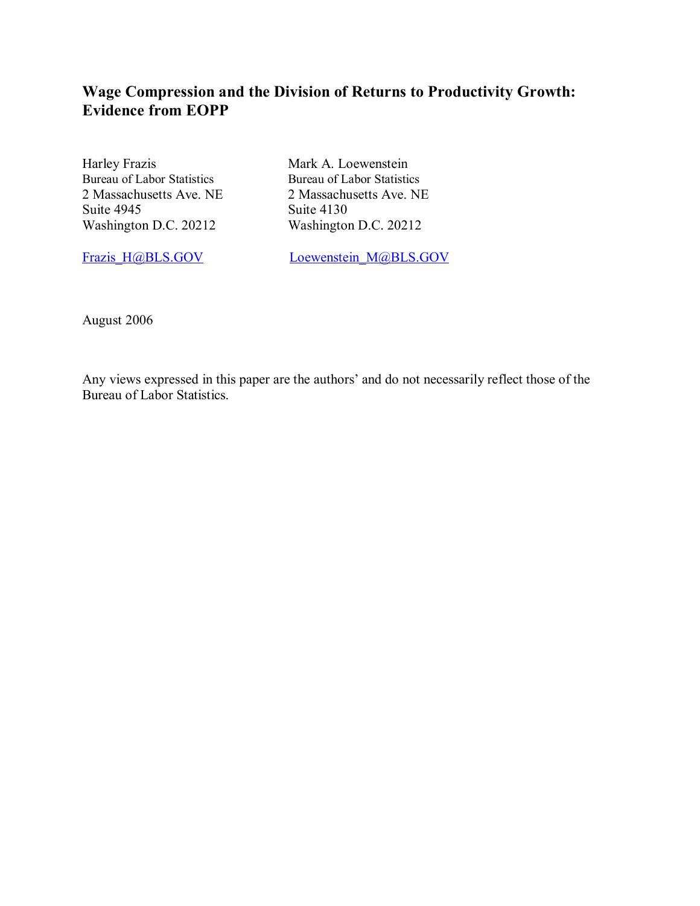# Wage Compression and the Division of Returns to Productivity Growth: Evidence from EOPP

Harley Frazis
Bureau of Labor Statistics
2 Massachusetts Ave. NE
Suite 4945
Washington D.C. 20212

Frazis_H@BLS.GOV

Mark A. Loewenstein
Bureau of Labor Statistics
2 Massachusetts Ave. NE
Suite 4130
Washington D.C. 20212

Loewenstein_M@BLS.GOV

August 2006

Any views expressed in this paper are the authors' and do not necessarily reflect those of the Bureau of Labor Statistics.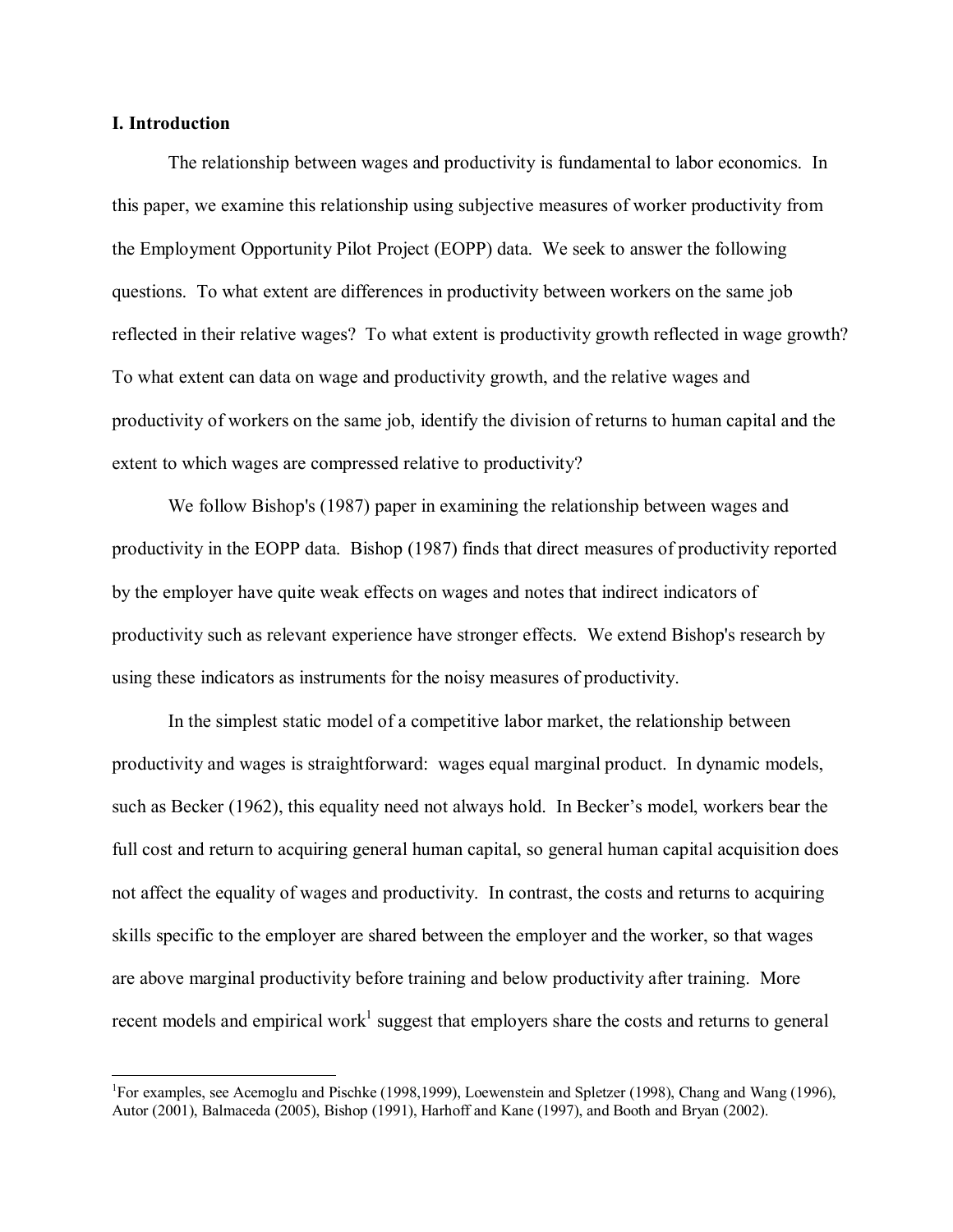### I. Introduction

The relationship between wages and productivity is fundamental to labor economics. In this paper, we examine this relationship using subjective measures of worker productivity from the Employment Opportunity Pilot Project (EOPP) data. We seek to answer the following questions. To what extent are differences in productivity between workers on the same job reflected in their relative wages? To what extent is productivity growth reflected in wage growth? To what extent can data on wage and productivity growth, and the relative wages and productivity of workers on the same job, identify the division of returns to human capital and the extent to which wages are compressed relative to productivity?

We follow Bishop's (1987) paper in examining the relationship between wages and productivity in the EOPP data. Bishop (1987) finds that direct measures of productivity reported by the employer have quite weak effects on wages and notes that indirect indicators of productivity such as relevant experience have stronger effects. We extend Bishop's research by using these indicators as instruments for the noisy measures of productivity.

In the simplest static model of a competitive labor market, the relationship between productivity and wages is straightforward: wages equal marginal product. In dynamic models, such as Becker (1962), this equality need not always hold. In Becker's model, workers bear the full cost and return to acquiring general human capital, so general human capital acquisition does not affect the equality of wages and productivity. In contrast, the costs and returns to acquiring skills specific to the employer are shared between the employer and the worker, so that wages are above marginal productivity before training and below productivity after training. More recent models and empirical work[1] suggest that employers share the costs and returns to general

[1] For examples, see Acemoglu and Pischke (1998,1999), Loewenstein and Spletzer (1998), Chang and Wang (1996), Autor (2001), Balmaceda (2005), Bishop (1991), Harhoff and Kane (1997), and Booth and Bryan (2002).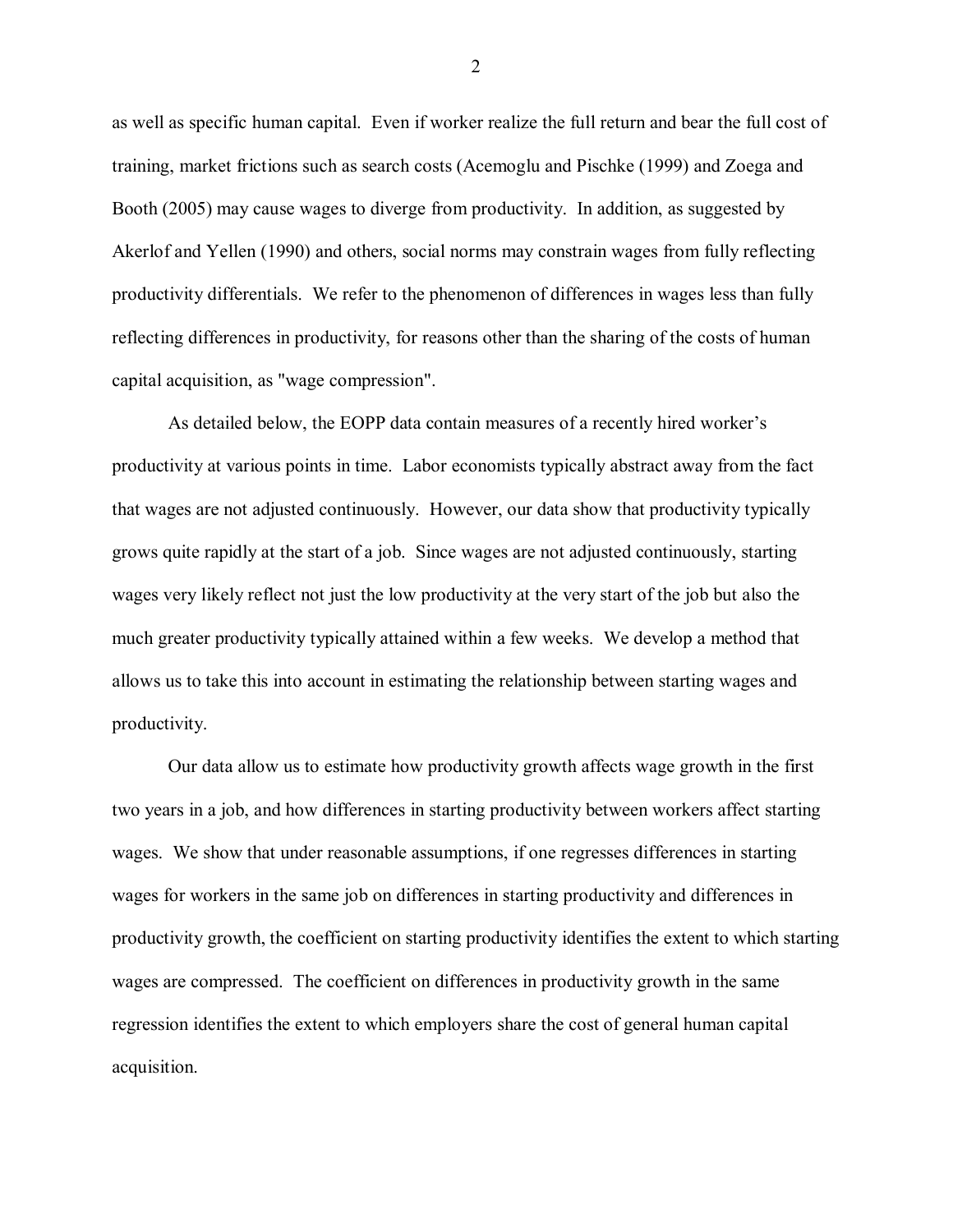as well as specific human capital. Even if worker realize the full return and bear the full cost of training, market frictions such as search costs (Acemoglu and Pischke (1999) and Zoega and Booth (2005) may cause wages to diverge from productivity. In addition, as suggested by Akerlof and Yellen (1990) and others, social norms may constrain wages from fully reflecting productivity differentials. We refer to the phenomenon of differences in wages less than fully reflecting differences in productivity, for reasons other than the sharing of the costs of human capital acquisition, as "wage compression".

As detailed below, the EOPP data contain measures of a recently hired worker's productivity at various points in time. Labor economists typically abstract away from the fact that wages are not adjusted continuously. However, our data show that productivity typically grows quite rapidly at the start of a job. Since wages are not adjusted continuously, starting wages very likely reflect not just the low productivity at the very start of the job but also the much greater productivity typically attained within a few weeks. We develop a method that allows us to take this into account in estimating the relationship between starting wages and productivity.

Our data allow us to estimate how productivity growth affects wage growth in the first two years in a job, and how differences in starting productivity between workers affect starting wages. We show that under reasonable assumptions, if one regresses differences in starting wages for workers in the same job on differences in starting productivity and differences in productivity growth, the coefficient on starting productivity identifies the extent to which starting wages are compressed. The coefficient on differences in productivity growth in the same regression identifies the extent to which employers share the cost of general human capital acquisition.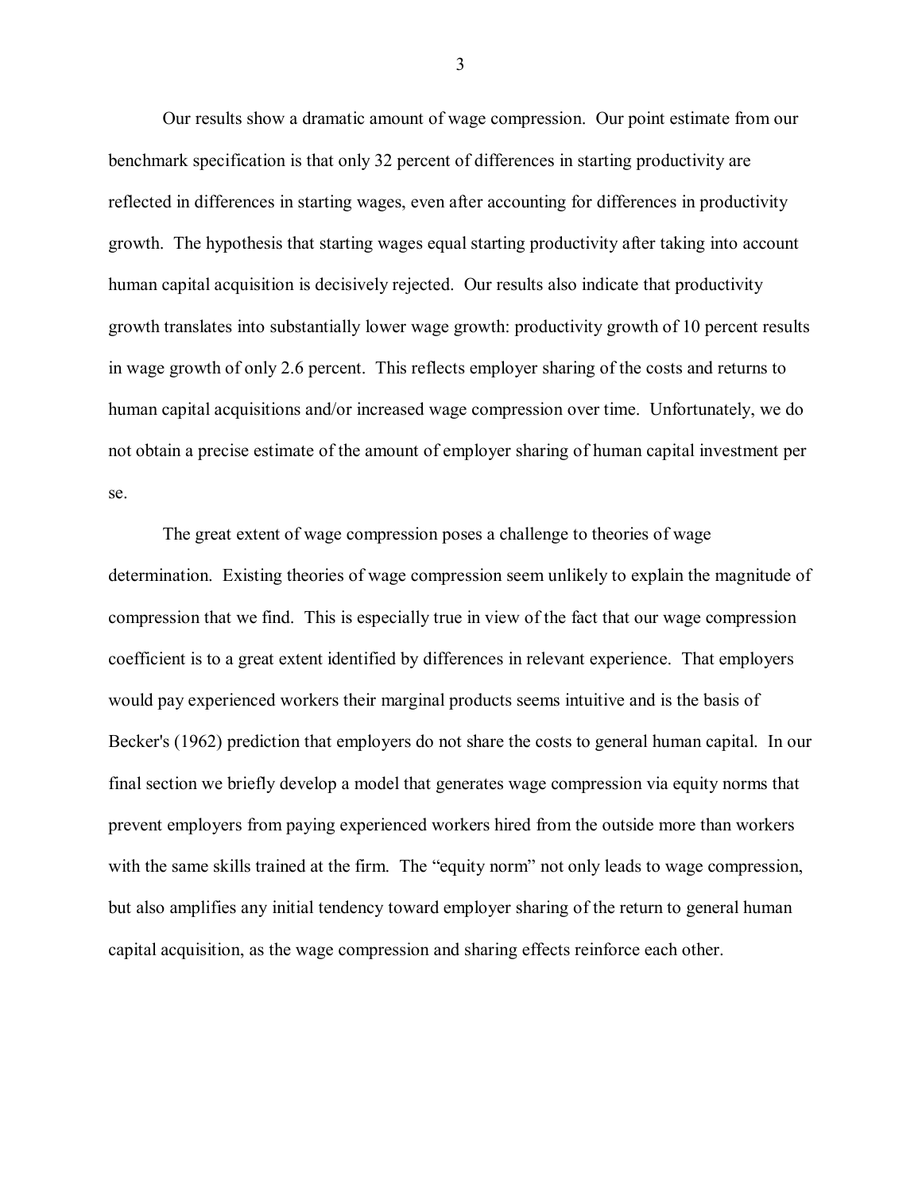Our results show a dramatic amount of wage compression. Our point estimate from our benchmark specification is that only 32 percent of differences in starting productivity are reflected in differences in starting wages, even after accounting for differences in productivity growth. The hypothesis that starting wages equal starting productivity after taking into account human capital acquisition is decisively rejected. Our results also indicate that productivity growth translates into substantially lower wage growth: productivity growth of 10 percent results in wage growth of only 2.6 percent. This reflects employer sharing of the costs and returns to human capital acquisitions and/or increased wage compression over time. Unfortunately, we do not obtain a precise estimate of the amount of employer sharing of human capital investment per se.

The great extent of wage compression poses a challenge to theories of wage determination. Existing theories of wage compression seem unlikely to explain the magnitude of compression that we find. This is especially true in view of the fact that our wage compression coefficient is to a great extent identified by differences in relevant experience. That employers would pay experienced workers their marginal products seems intuitive and is the basis of Becker's (1962) prediction that employers do not share the costs to general human capital. In our final section we briefly develop a model that generates wage compression via equity norms that prevent employers from paying experienced workers hired from the outside more than workers with the same skills trained at the firm. The "equity norm" not only leads to wage compression, but also amplifies any initial tendency toward employer sharing of the return to general human capital acquisition, as the wage compression and sharing effects reinforce each other.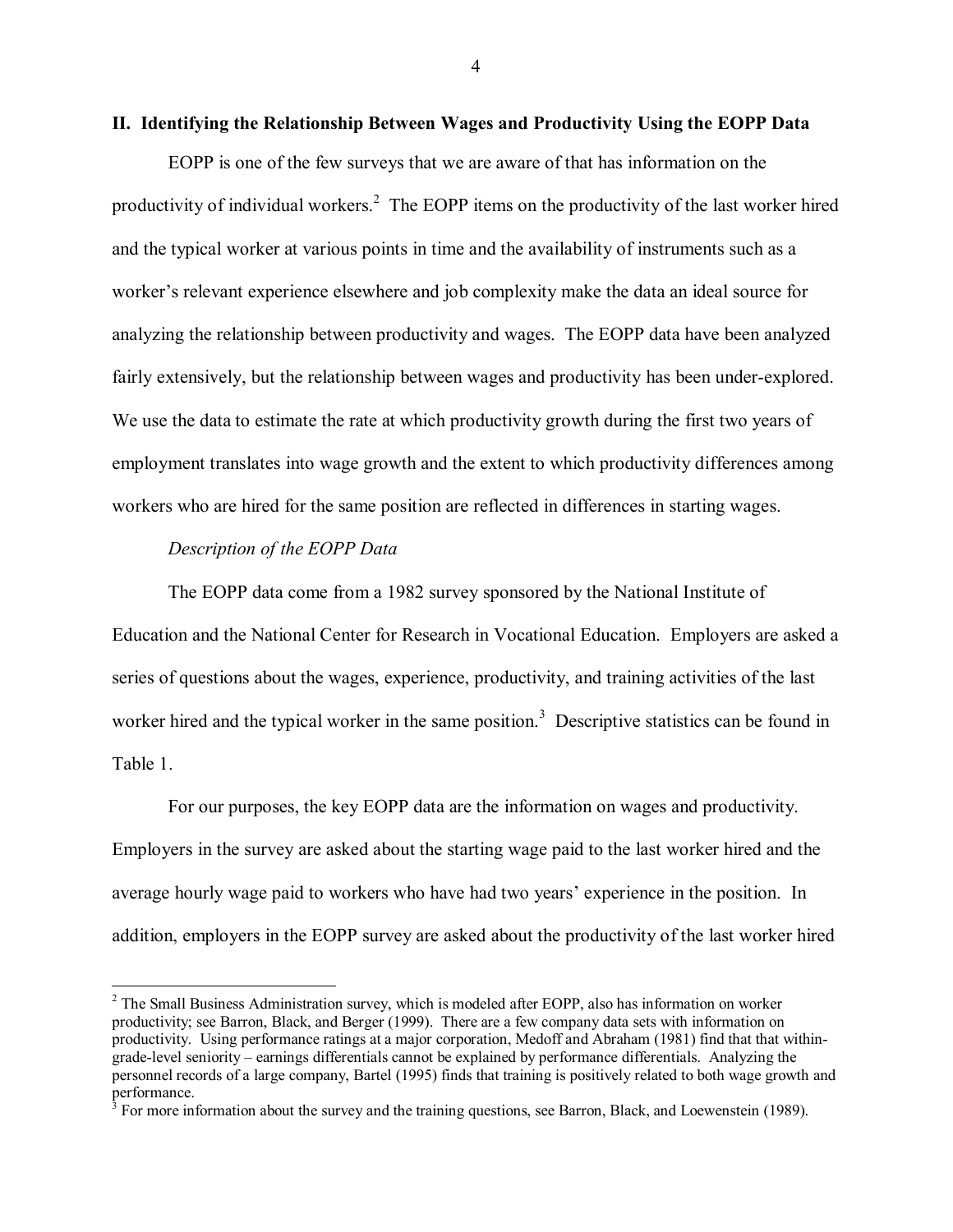## II. Identifying the Relationship Between Wages and Productivity Using the EOPP Data

EOPP is one of the few surveys that we are aware of that has information on the productivity of individual workers.[2] The EOPP items on the productivity of the last worker hired and the typical worker at various points in time and the availability of instruments such as a worker's relevant experience elsewhere and job complexity make the data an ideal source for analyzing the relationship between productivity and wages. The EOPP data have been analyzed fairly extensively, but the relationship between wages and productivity has been under-explored. We use the data to estimate the rate at which productivity growth during the first two years of employment translates into wage growth and the extent to which productivity differences among workers who are hired for the same position are reflected in differences in starting wages.

*Description of the EOPP Data*

The EOPP data come from a 1982 survey sponsored by the National Institute of Education and the National Center for Research in Vocational Education. Employers are asked a series of questions about the wages, experience, productivity, and training activities of the last worker hired and the typical worker in the same position.[3] Descriptive statistics can be found in Table 1.

For our purposes, the key EOPP data are the information on wages and productivity. Employers in the survey are asked about the starting wage paid to the last worker hired and the average hourly wage paid to workers who have had two years' experience in the position. In addition, employers in the EOPP survey are asked about the productivity of the last worker hired

---

[2] The Small Business Administration survey, which is modeled after EOPP, also has information on worker productivity; see Barron, Black, and Berger (1999). There are a few company data sets with information on productivity. Using performance ratings at a major corporation, Medoff and Abraham (1981) find that that within-grade-level seniority – earnings differentials cannot be explained by performance differentials. Analyzing the personnel records of a large company, Bartel (1995) finds that training is positively related to both wage growth and performance.

[3] For more information about the survey and the training questions, see Barron, Black, and Loewenstein (1989).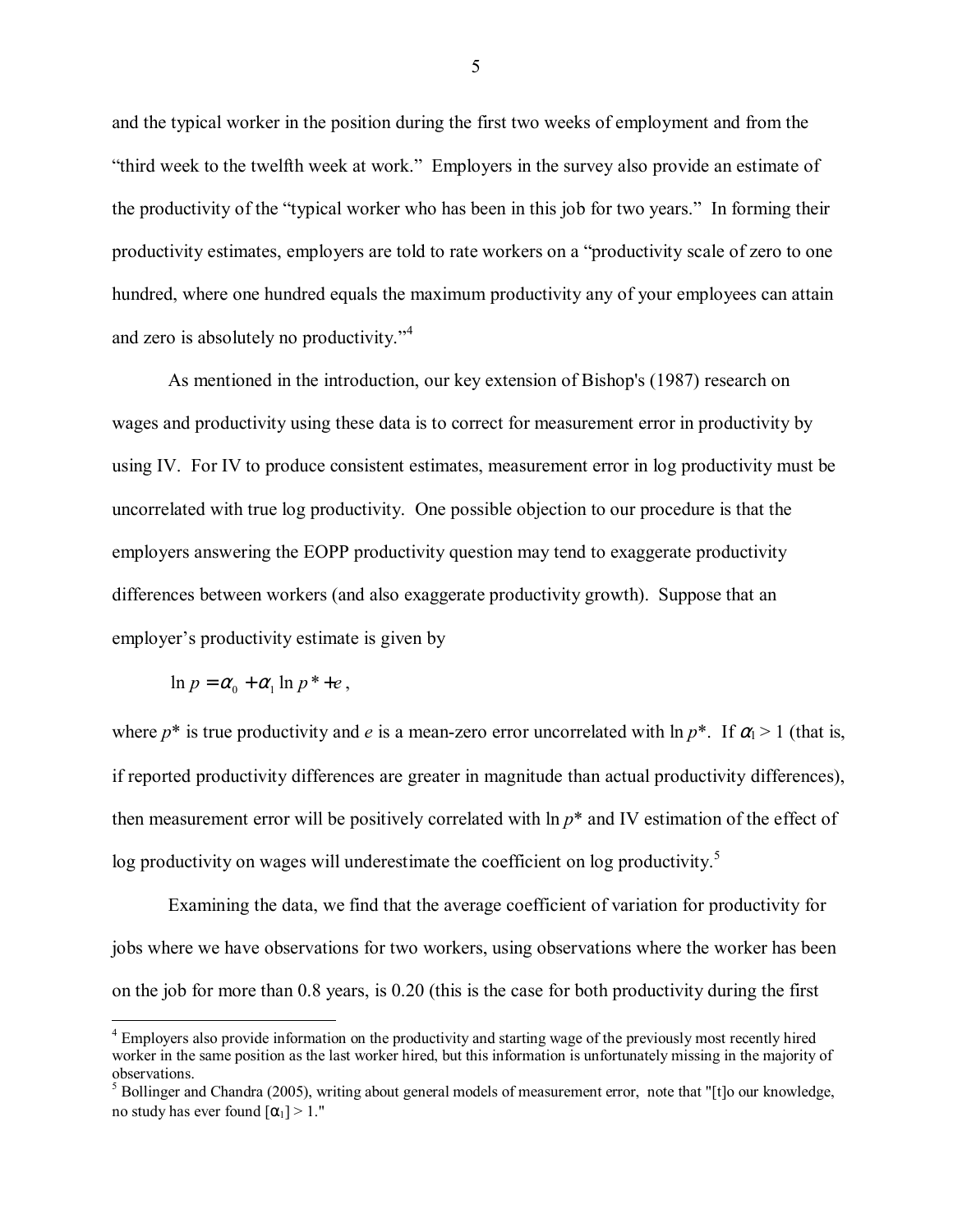and the typical worker in the position during the first two weeks of employment and from the "third week to the twelfth week at work." Employers in the survey also provide an estimate of the productivity of the "typical worker who has been in this job for two years." In forming their productivity estimates, employers are told to rate workers on a "productivity scale of zero to one hundred, where one hundred equals the maximum productivity any of your employees can attain and zero is absolutely no productivity."[4]

As mentioned in the introduction, our key extension of Bishop's (1987) research on wages and productivity using these data is to correct for measurement error in productivity by using IV. For IV to produce consistent estimates, measurement error in log productivity must be uncorrelated with true log productivity. One possible objection to our procedure is that the employers answering the EOPP productivity question may tend to exaggerate productivity differences between workers (and also exaggerate productivity growth). Suppose that an employer's productivity estimate is given by

$$\ln p = \alpha_0 + \alpha_1 \ln p^* + e,$$

where $p^*$ is true productivity and $e$ is a mean-zero error uncorrelated with $\ln p^*$. If $\alpha_1 > 1$ (that is, if reported productivity differences are greater in magnitude than actual productivity differences), then measurement error will be positively correlated with $\ln p^*$ and IV estimation of the effect of log productivity on wages will underestimate the coefficient on log productivity.[5]

Examining the data, we find that the average coefficient of variation for productivity for jobs where we have observations for two workers, using observations where the worker has been on the job for more than 0.8 years, is 0.20 (this is the case for both productivity during the first

---

[4] Employers also provide information on the productivity and starting wage of the previously most recently hired worker in the same position as the last worker hired, but this information is unfortunately missing in the majority of observations.

[5] Bollinger and Chandra (2005), writing about general models of measurement error, note that "[t]o our knowledge, no study has ever found [$\alpha_1$] > 1."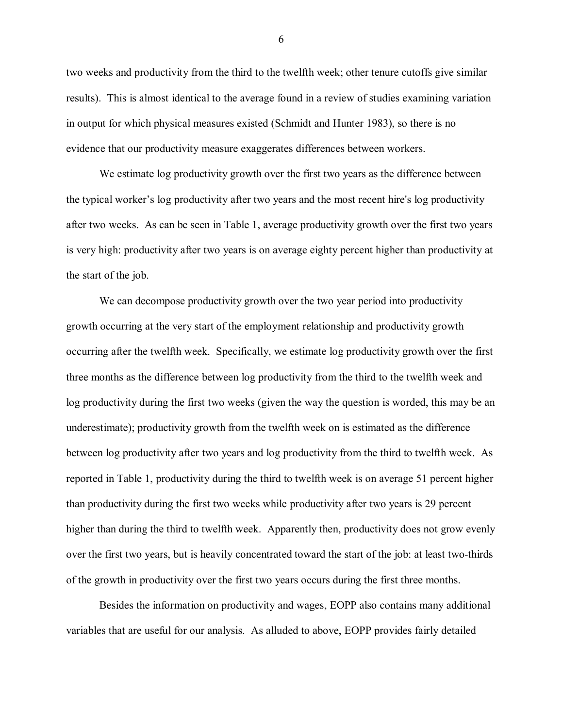two weeks and productivity from the third to the twelfth week; other tenure cutoffs give similar results). This is almost identical to the average found in a review of studies examining variation in output for which physical measures existed (Schmidt and Hunter 1983), so there is no evidence that our productivity measure exaggerates differences between workers.

We estimate log productivity growth over the first two years as the difference between the typical worker's log productivity after two years and the most recent hire's log productivity after two weeks. As can be seen in Table 1, average productivity growth over the first two years is very high: productivity after two years is on average eighty percent higher than productivity at the start of the job.

We can decompose productivity growth over the two year period into productivity growth occurring at the very start of the employment relationship and productivity growth occurring after the twelfth week. Specifically, we estimate log productivity growth over the first three months as the difference between log productivity from the third to the twelfth week and log productivity during the first two weeks (given the way the question is worded, this may be an underestimate); productivity growth from the twelfth week on is estimated as the difference between log productivity after two years and log productivity from the third to twelfth week. As reported in Table 1, productivity during the third to twelfth week is on average 51 percent higher than productivity during the first two weeks while productivity after two years is 29 percent higher than during the third to twelfth week. Apparently then, productivity does not grow evenly over the first two years, but is heavily concentrated toward the start of the job: at least two-thirds of the growth in productivity over the first two years occurs during the first three months.

Besides the information on productivity and wages, EOPP also contains many additional variables that are useful for our analysis. As alluded to above, EOPP provides fairly detailed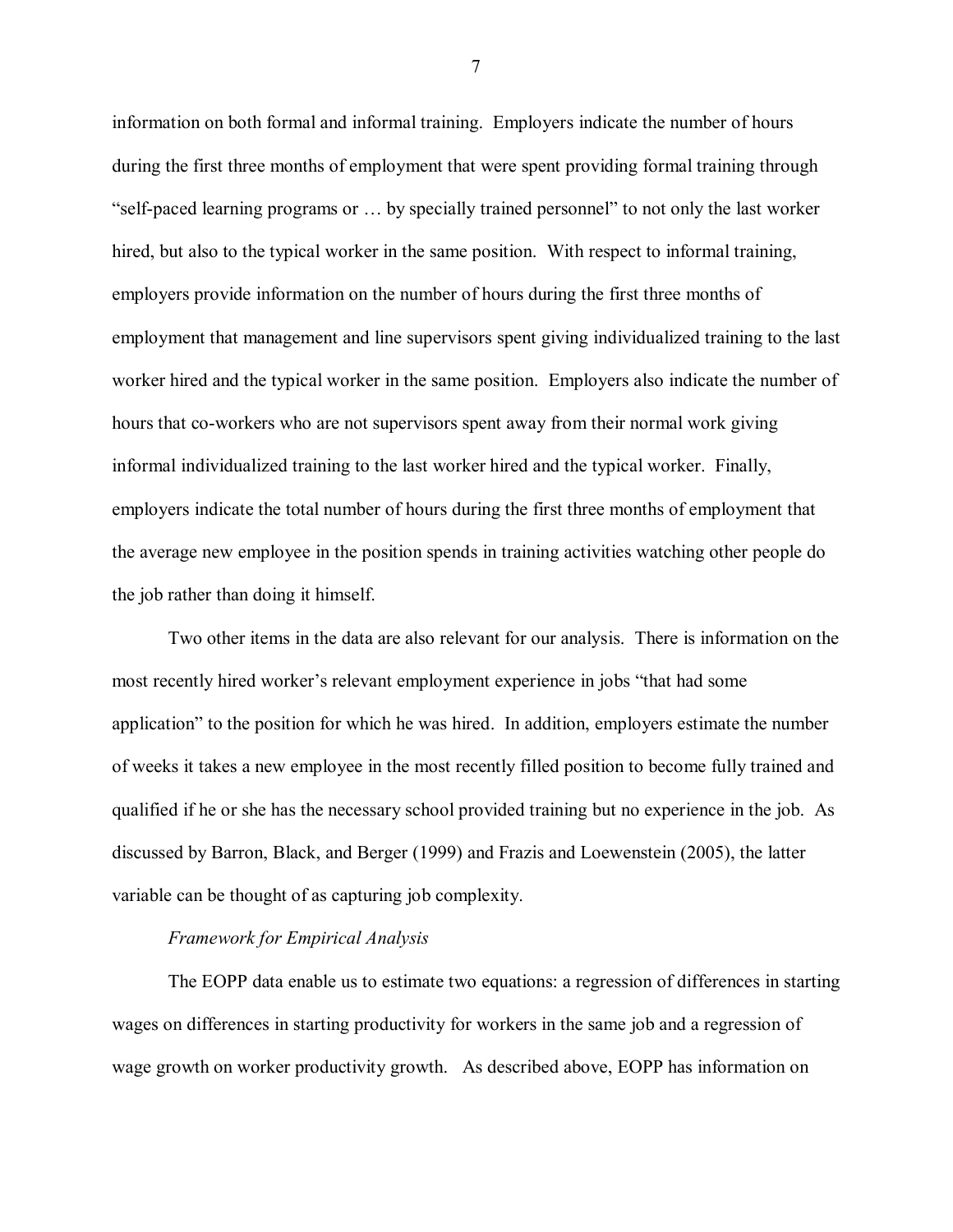information on both formal and informal training. Employers indicate the number of hours during the first three months of employment that were spent providing formal training through "self-paced learning programs or … by specially trained personnel" to not only the last worker hired, but also to the typical worker in the same position. With respect to informal training, employers provide information on the number of hours during the first three months of employment that management and line supervisors spent giving individualized training to the last worker hired and the typical worker in the same position. Employers also indicate the number of hours that co-workers who are not supervisors spent away from their normal work giving informal individualized training to the last worker hired and the typical worker. Finally, employers indicate the total number of hours during the first three months of employment that the average new employee in the position spends in training activities watching other people do the job rather than doing it himself.

Two other items in the data are also relevant for our analysis. There is information on the most recently hired worker's relevant employment experience in jobs "that had some application" to the position for which he was hired. In addition, employers estimate the number of weeks it takes a new employee in the most recently filled position to become fully trained and qualified if he or she has the necessary school provided training but no experience in the job. As discussed by Barron, Black, and Berger (1999) and Frazis and Loewenstein (2005), the latter variable can be thought of as capturing job complexity.

*Framework for Empirical Analysis*

The EOPP data enable us to estimate two equations: a regression of differences in starting wages on differences in starting productivity for workers in the same job and a regression of wage growth on worker productivity growth. As described above, EOPP has information on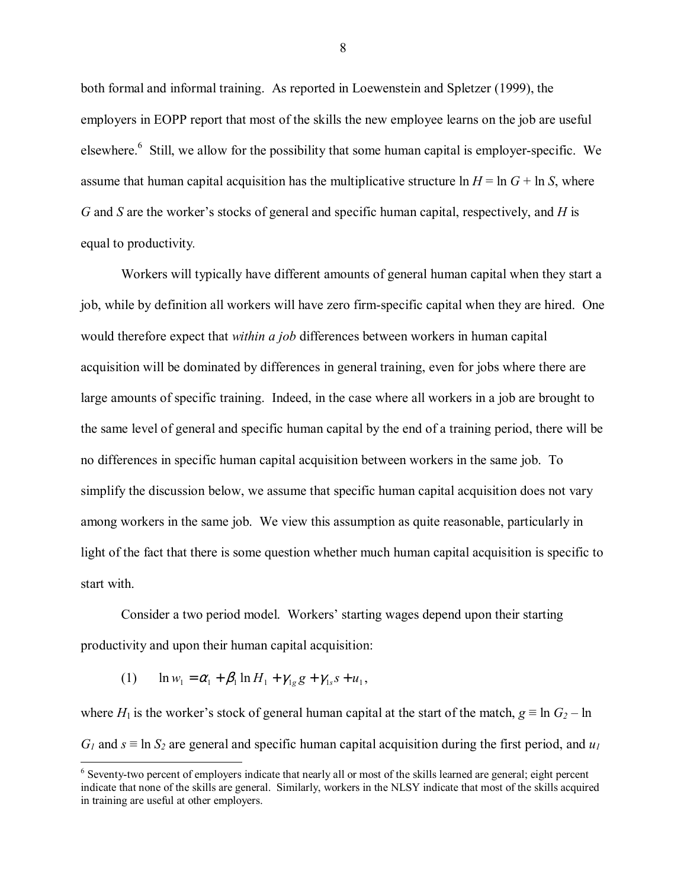both formal and informal training. As reported in Loewenstein and Spletzer (1999), the employers in EOPP report that most of the skills the new employee learns on the job are useful elsewhere.[6] Still, we allow for the possibility that some human capital is employer-specific. We assume that human capital acquisition has the multiplicative structure $\ln H = \ln G + \ln S$, where $G$ and $S$ are the worker's stocks of general and specific human capital, respectively, and $H$ is equal to productivity.

Workers will typically have different amounts of general human capital when they start a job, while by definition all workers will have zero firm-specific capital when they are hired. One would therefore expect that *within a job* differences between workers in human capital acquisition will be dominated by differences in general training, even for jobs where there are large amounts of specific training. Indeed, in the case where all workers in a job are brought to the same level of general and specific human capital by the end of a training period, there will be no differences in specific human capital acquisition between workers in the same job. To simplify the discussion below, we assume that specific human capital acquisition does not vary among workers in the same job. We view this assumption as quite reasonable, particularly in light of the fact that there is some question whether much human capital acquisition is specific to start with.

Consider a two period model. Workers' starting wages depend upon their starting productivity and upon their human capital acquisition:

$$\text{(1)} \qquad \ln w_1 = \alpha_1 + \beta_1 \ln H_1 + \gamma_{1g} g + \gamma_{1s} s + u_1,$$

where $H_1$ is the worker's stock of general human capital at the start of the match, $g \equiv \ln G_2 - \ln G_1$ and $s \equiv \ln S_2$ are general and specific human capital acquisition during the first period, and $u_1$

[6] Seventy-two percent of employers indicate that nearly all or most of the skills learned are general; eight percent indicate that none of the skills are general. Similarly, workers in the NLSY indicate that most of the skills acquired in training are useful at other employers.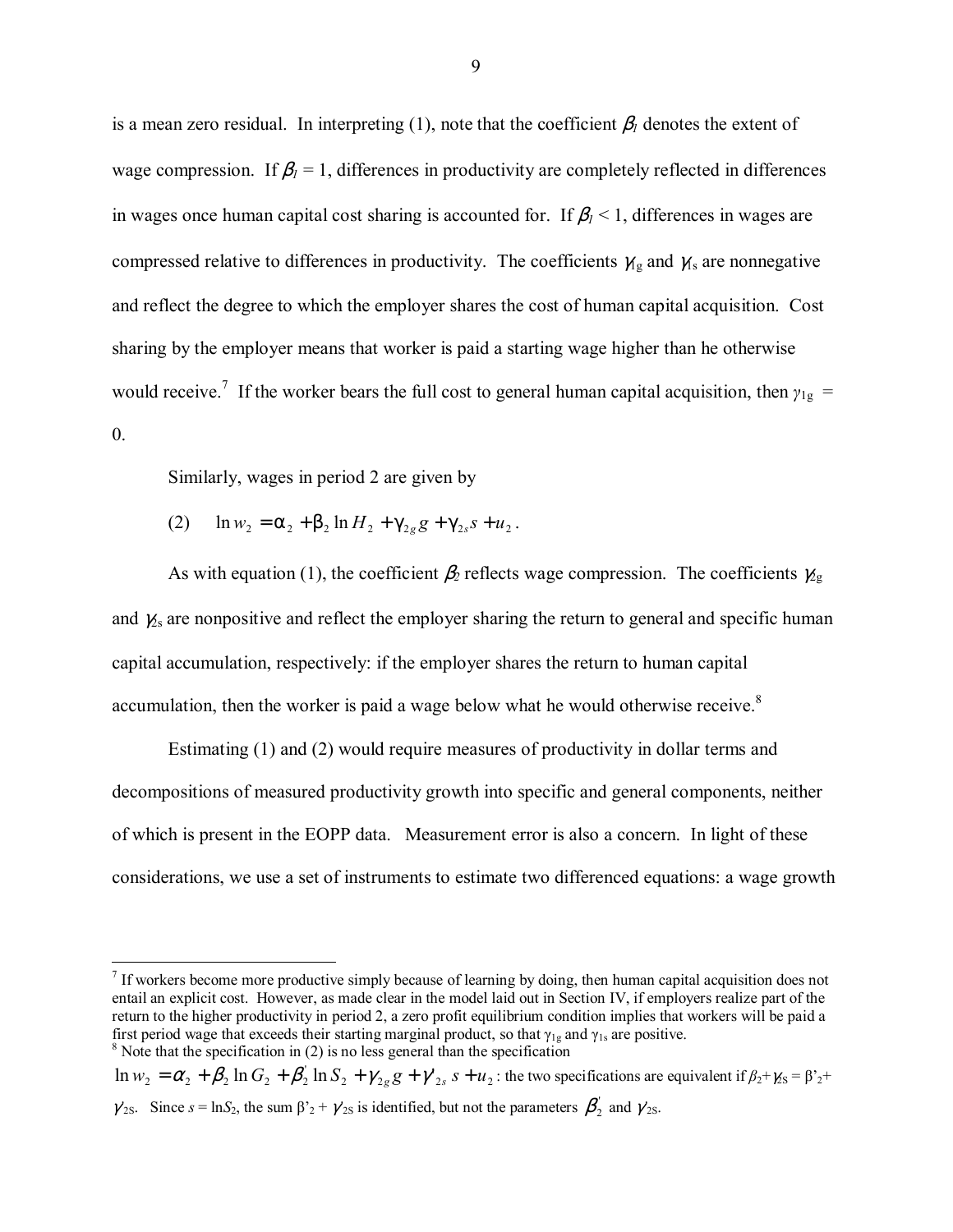is a mean zero residual. In interpreting (1), note that the coefficient $\beta_1$ denotes the extent of wage compression. If $\beta_1 = 1$, differences in productivity are completely reflected in differences in wages once human capital cost sharing is accounted for. If $\beta_1 < 1$, differences in wages are compressed relative to differences in productivity. The coefficients $\gamma_{1g}$ and $\gamma_{1s}$ are nonnegative and reflect the degree to which the employer shares the cost of human capital acquisition. Cost sharing by the employer means that worker is paid a starting wage higher than he otherwise would receive.[7] If the worker bears the full cost to general human capital acquisition, then $\gamma_{1g} = 0$.

Similarly, wages in period 2 are given by

$$\text{(2)} \qquad \ln w_2 = \alpha_2 + \beta_2 \ln H_2 + \gamma_{2g} g + \gamma_{2s} s + u_2 .$$

As with equation (1), the coefficient $\beta_2$ reflects wage compression. The coefficients $\gamma_{2g}$ and $\gamma_{2s}$ are nonpositive and reflect the employer sharing the return to general and specific human capital accumulation, respectively: if the employer shares the return to human capital accumulation, then the worker is paid a wage below what he would otherwise receive.[8]

Estimating (1) and (2) would require measures of productivity in dollar terms and decompositions of measured productivity growth into specific and general components, neither of which is present in the EOPP data. Measurement error is also a concern. In light of these considerations, we use a set of instruments to estimate two differenced equations: a wage growth

---

[7] If workers become more productive simply because of learning by doing, then human capital acquisition does not entail an explicit cost. However, as made clear in the model laid out in Section IV, if employers realize part of the return to the higher productivity in period 2, a zero profit equilibrium condition implies that workers will be paid a first period wage that exceeds their starting marginal product, so that $\gamma_{1g}$ and $\gamma_{1s}$ are positive.

[8] Note that the specification in (2) is no less general than the specification $\ln w_2 = \alpha_2 + \beta_2 \ln G_2 + \beta_2^{'} \ln S_2 + \gamma_{2g} g + \gamma'_{2s}\, s + u_2$ : the two specifications are equivalent if $\beta_2 + \gamma_{2S} = \beta'_2 + \gamma'_{2S}$. Since $s = \ln S_2$, the sum $\beta'_2 + \gamma'_{2S}$ is identified, but not the parameters $\beta_2^{'}$ and $\gamma'_{2S}$.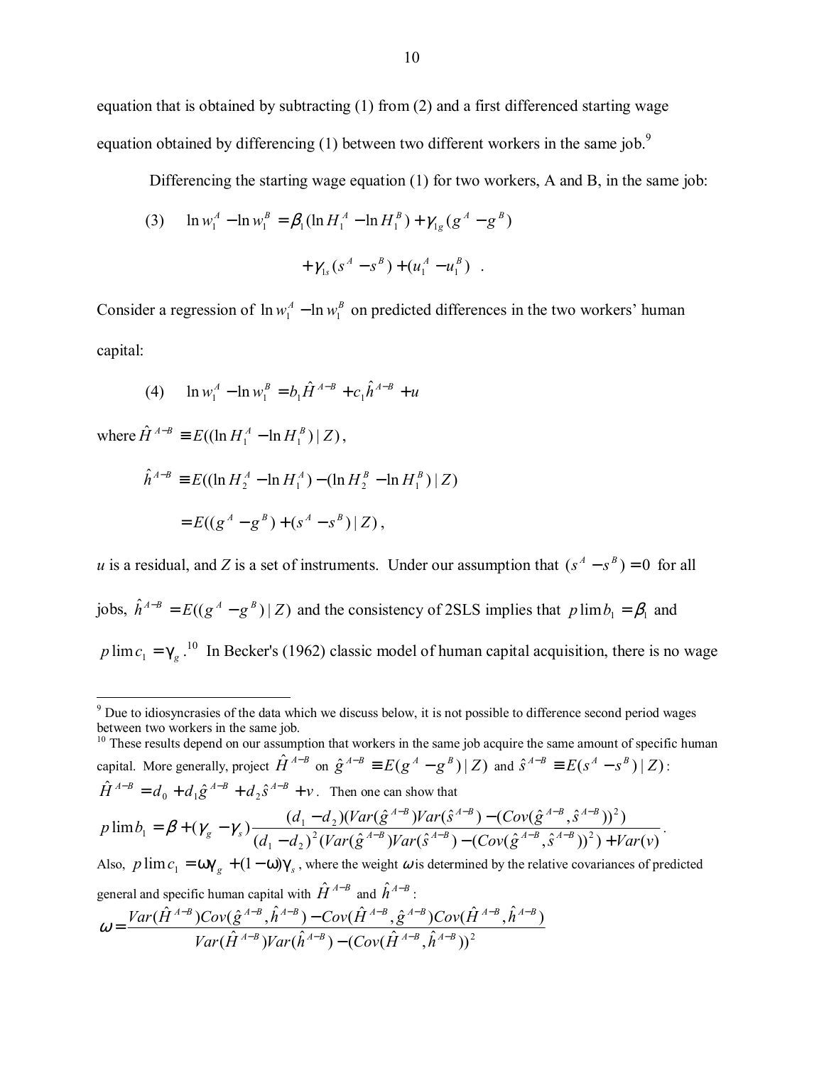equation that is obtained by subtracting (1) from (2) and a first differenced starting wage equation obtained by differencing (1) between two different workers in the same job.[9]

Differencing the starting wage equation (1) for two workers, A and B, in the same job:

$$(3) \quad \ln w_1^A - \ln w_1^B = \beta_1(\ln H_1^A - \ln H_1^B) + \gamma_{1g}(g^A - g^B) + \gamma_{1s}(s^A - s^B) + (u_1^A - u_1^B) \quad .$$

Consider a regression of $\ln w_1^A - \ln w_1^B$ on predicted differences in the two workers' human capital:

$$(4) \quad \ln w_1^A - \ln w_1^B = b_1 \hat{H}^{A-B} + c_1 \hat{h}^{A-B} + u$$

where $\hat{H}^{A-B} \equiv E((\ln H_1^A - \ln H_1^B) \mid Z)$,

$$\hat{h}^{A-B} \equiv E((\ln H_2^A - \ln H_1^A) - (\ln H_2^B - \ln H_1^B) \mid Z)$$

$$= E((g^A - g^B) + (s^A - s^B) \mid Z),$$

$u$ is a residual, and $Z$ is a set of instruments. Under our assumption that $(s^A - s^B) = 0$ for all jobs, $\hat{h}^{A-B} = E((g^A - g^B) \mid Z)$ and the consistency of 2SLS implies that $p\lim b_1 = \beta_1$ and $p\lim c_1 = \gamma_g$.[10] In Becker's (1962) classic model of human capital acquisition, there is no wage

---

[9] Due to idiosyncrasies of the data which we discuss below, it is not possible to difference second period wages between two workers in the same job.

[10] These results depend on our assumption that workers in the same job acquire the same amount of specific human capital. More generally, project $\hat{H}^{A-B}$ on $\hat{g}^{A-B} \equiv E(g^A - g^B) \mid Z)$ and $\hat{s}^{A-B} \equiv E(s^A - s^B) \mid Z)$: $\hat{H}^{A-B} = d_0 + d_1 \hat{g}^{A-B} + d_2 \hat{s}^{A-B} + v$. Then one can show that

$$p\lim b_1 = \beta + (\gamma_g - \gamma_s) \frac{(d_1 - d_2)(Var(\hat{g}^{A-B})Var(\hat{s}^{A-B}) - (Cov(\hat{g}^{A-B}, \hat{s}^{A-B}))^2)}{(d_1 - d_2)^2 (Var(\hat{g}^{A-B})Var(\hat{s}^{A-B}) - (Cov(\hat{g}^{A-B}, \hat{s}^{A-B}))^2) + Var(v)}.$$

Also, $p\lim c_1 = \omega\gamma_g + (1-\omega)\gamma_s$, where the weight $\omega$ is determined by the relative covariances of predicted general and specific human capital with $\hat{H}^{A-B}$ and $\hat{h}^{A-B}$:

$$\omega = \frac{Var(\hat{H}^{A-B})Cov(\hat{g}^{A-B}, \hat{h}^{A-B}) - Cov(\hat{H}^{A-B}, \hat{g}^{A-B})Cov(\hat{H}^{A-B}, \hat{h}^{A-B})}{Var(\hat{H}^{A-B})Var(\hat{h}^{A-B}) - (Cov(\hat{H}^{A-B}, \hat{h}^{A-B}))^2}$$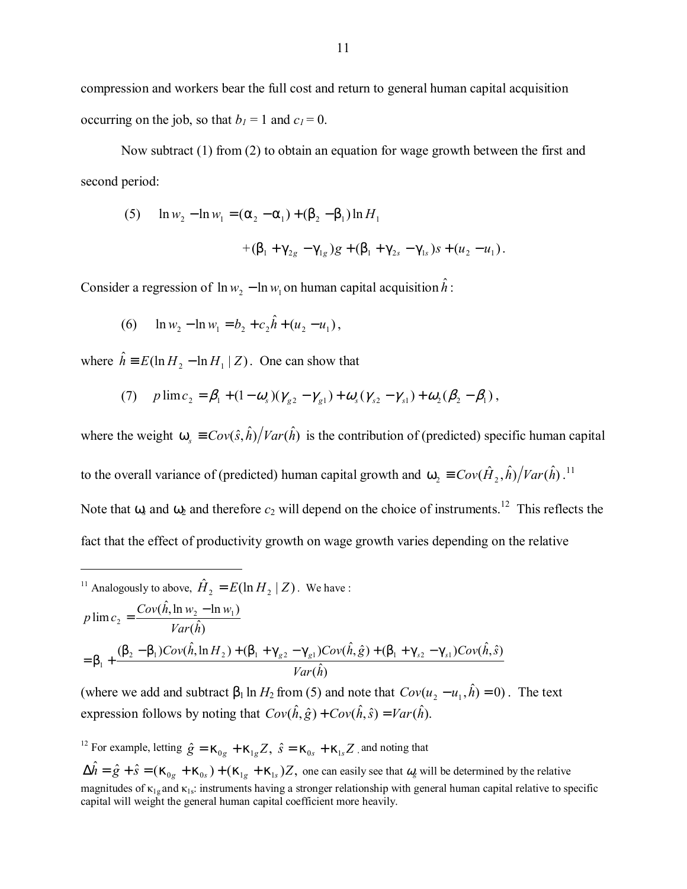compression and workers bear the full cost and return to general human capital acquisition occurring on the job, so that $b_1 = 1$ and $c_1 = 0$.

Now subtract (1) from (2) to obtain an equation for wage growth between the first and second period:

$$\text{(5)} \quad \ln w_2 - \ln w_1 = (\alpha_2 - \alpha_1) + (\beta_2 - \beta_1)\ln H_1 + (\beta_1 + \gamma_{2g} - \gamma_{1g})g + (\beta_1 + \gamma_{2s} - \gamma_{1s})s + (u_2 - u_1).$$

Consider a regression of $\ln w_2 - \ln w_1$ on human capital acquisition $\hat{h}$:

$$\text{(6)} \quad \ln w_2 - \ln w_1 = b_2 + c_2\hat{h} + (u_2 - u_1),$$

where $\hat{h} \equiv E(\ln H_2 - \ln H_1 \mid Z)$. One can show that

$$\text{(7)} \quad p\lim c_2 = \beta_1 + (1 - \omega_s)(\gamma_{g2} - \gamma_{g1}) + \omega_s(\gamma_{s2} - \gamma_{s1}) + \omega_2(\beta_2 - \beta_1),$$

where the weight $\omega_s \equiv Cov(\hat{s}, \hat{h})/Var(\hat{h})$ is the contribution of (predicted) specific human capital to the overall variance of (predicted) human capital growth and $\omega_2 \equiv Cov(\hat{H}_2, \hat{h})/Var(\hat{h})$.[11] Note that $\omega_s$ and $\omega_2$ and therefore $c_2$ will depend on the choice of instruments.[12] This reflects the fact that the effect of productivity growth on wage growth varies depending on the relative

---

[11] Analogously to above, $\hat{H}_2 = E(\ln H_2 \mid Z)$. We have :

$$p\lim c_2 = \frac{Cov(\hat{h}, \ln w_2 - \ln w_1)}{Var(\hat{h})}$$

$$= \beta_1 + \frac{(\beta_2 - \beta_1)Cov(\hat{h}, \ln H_2) + (\beta_1 + \gamma_{g2} - \gamma_{g1})Cov(\hat{h}, \hat{g}) + (\beta_1 + \gamma_{s2} - \gamma_{s1})Cov(\hat{h}, \hat{s})}{Var(\hat{h})}$$

(where we add and subtract $\beta_1 \ln H_2$ from (5) and note that $Cov(u_2 - u_1, \hat{h}) = 0$). The text expression follows by noting that $Cov(\hat{h}, \hat{g}) + Cov(\hat{h}, \hat{s}) = Var(\hat{h})$.

[12] For example, letting $\hat{g} = \kappa_{0g} + \kappa_{1g}Z,\ \hat{s} = \kappa_{0s} + \kappa_{1s}Z$, and noting that $\Delta\hat{h} = \hat{g} + \hat{s} = (\kappa_{0g} + \kappa_{0s}) + (\kappa_{1g} + \kappa_{1s})Z$, one can easily see that $\omega_g$ will be determined by the relative magnitudes of $\kappa_{1g}$ and $\kappa_{1s}$: instruments having a stronger relationship with general human capital relative to specific capital will weight the general human capital coefficient more heavily.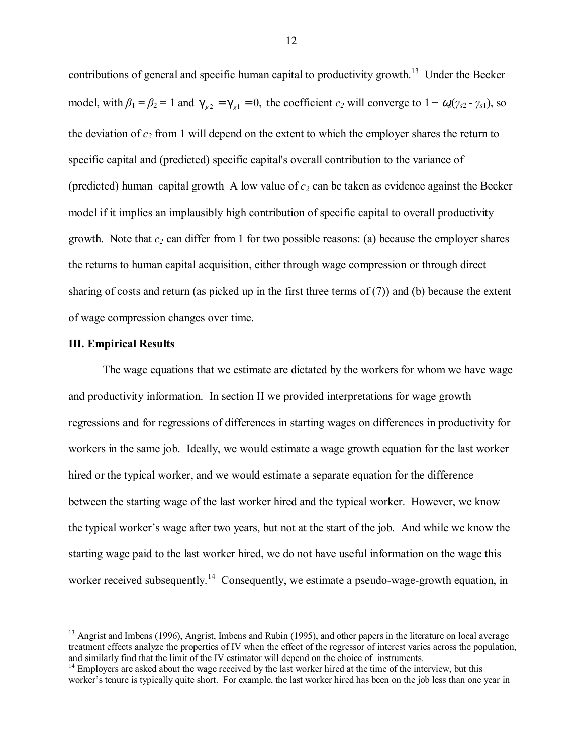contributions of general and specific human capital to productivity growth.[13] Under the Becker model, with $\beta_1 = \beta_2 = 1$ and $\gamma_{g2} = \gamma_{g1} = 0$, the coefficient $c_2$ will converge to $1 + \omega_s(\gamma_{s2} - \gamma_{s1})$, so the deviation of $c_2$ from 1 will depend on the extent to which the employer shares the return to specific capital and (predicted) specific capital's overall contribution to the variance of (predicted) human capital growth. A low value of $c_2$ can be taken as evidence against the Becker model if it implies an implausibly high contribution of specific capital to overall productivity growth. Note that $c_2$ can differ from 1 for two possible reasons: (a) because the employer shares the returns to human capital acquisition, either through wage compression or through direct sharing of costs and return (as picked up in the first three terms of (7)) and (b) because the extent of wage compression changes over time.

### III. Empirical Results

The wage equations that we estimate are dictated by the workers for whom we have wage and productivity information. In section II we provided interpretations for wage growth regressions and for regressions of differences in starting wages on differences in productivity for workers in the same job. Ideally, we would estimate a wage growth equation for the last worker hired or the typical worker, and we would estimate a separate equation for the difference between the starting wage of the last worker hired and the typical worker. However, we know the typical worker's wage after two years, but not at the start of the job. And while we know the starting wage paid to the last worker hired, we do not have useful information on the wage this worker received subsequently.[14] Consequently, we estimate a pseudo-wage-growth equation, in

---

[13] Angrist and Imbens (1996), Angrist, Imbens and Rubin (1995), and other papers in the literature on local average treatment effects analyze the properties of IV when the effect of the regressor of interest varies across the population, and similarly find that the limit of the IV estimator will depend on the choice of instruments.

[14] Employers are asked about the wage received by the last worker hired at the time of the interview, but this worker's tenure is typically quite short. For example, the last worker hired has been on the job less than one year in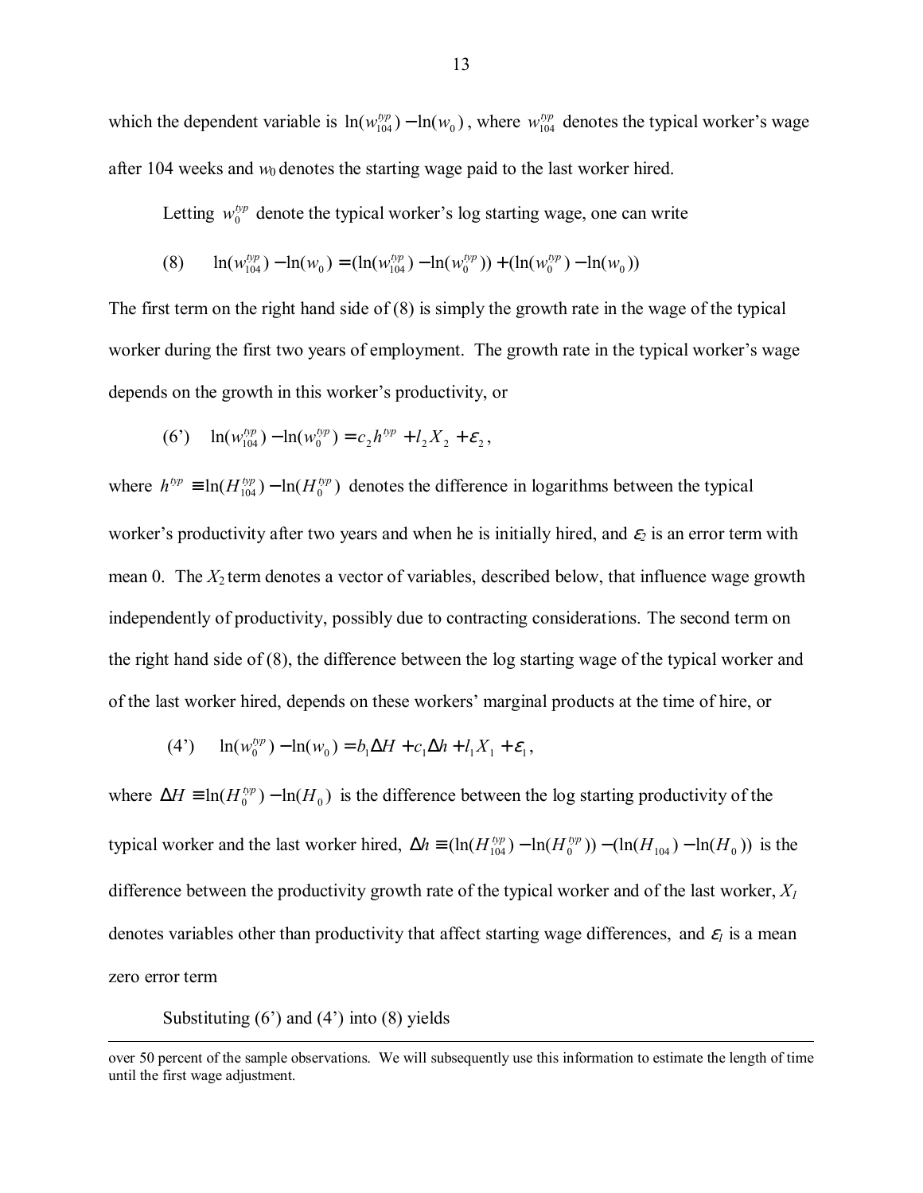which the dependent variable is $\ln(w_{104}^{typ}) - \ln(w_0)$, where $w_{104}^{typ}$ denotes the typical worker's wage after 104 weeks and $w_0$ denotes the starting wage paid to the last worker hired.

Letting $w_0^{typ}$ denote the typical worker's log starting wage, one can write

$$(8) \qquad \ln(w_{104}^{typ}) - \ln(w_0) = (\ln(w_{104}^{typ}) - \ln(w_0^{typ})) + (\ln(w_0^{typ}) - \ln(w_0))$$

The first term on the right hand side of (8) is simply the growth rate in the wage of the typical worker during the first two years of employment. The growth rate in the typical worker's wage depends on the growth in this worker's productivity, or

$$(6') \qquad \ln(w_{104}^{typ}) - \ln(w_0^{typ}) = c_2 h^{typ} + l_2 X_2 + \varepsilon_2,$$

where $h^{typ} \equiv \ln(H_{104}^{typ}) - \ln(H_0^{typ})$ denotes the difference in logarithms between the typical worker's productivity after two years and when he is initially hired, and $\varepsilon_2$ is an error term with mean 0. The $X_2$ term denotes a vector of variables, described below, that influence wage growth independently of productivity, possibly due to contracting considerations. The second term on the right hand side of (8), the difference between the log starting wage of the typical worker and of the last worker hired, depends on these workers' marginal products at the time of hire, or

$$(4') \qquad \ln(w_0^{typ}) - \ln(w_0) = b_1 \Delta H + c_1 \Delta h + l_1 X_1 + \varepsilon_1,$$

where $\Delta H \equiv \ln(H_0^{typ}) - \ln(H_0)$ is the difference between the log starting productivity of the typical worker and the last worker hired, $\Delta h \equiv (\ln(H_{104}^{typ}) - \ln(H_0^{typ})) - (\ln(H_{104}) - \ln(H_0))$ is the difference between the productivity growth rate of the typical worker and of the last worker, $X_1$ denotes variables other than productivity that affect starting wage differences, and $\varepsilon_1$ is a mean zero error term

Substituting (6') and (4') into (8) yields

over 50 percent of the sample observations. We will subsequently use this information to estimate the length of time until the first wage adjustment.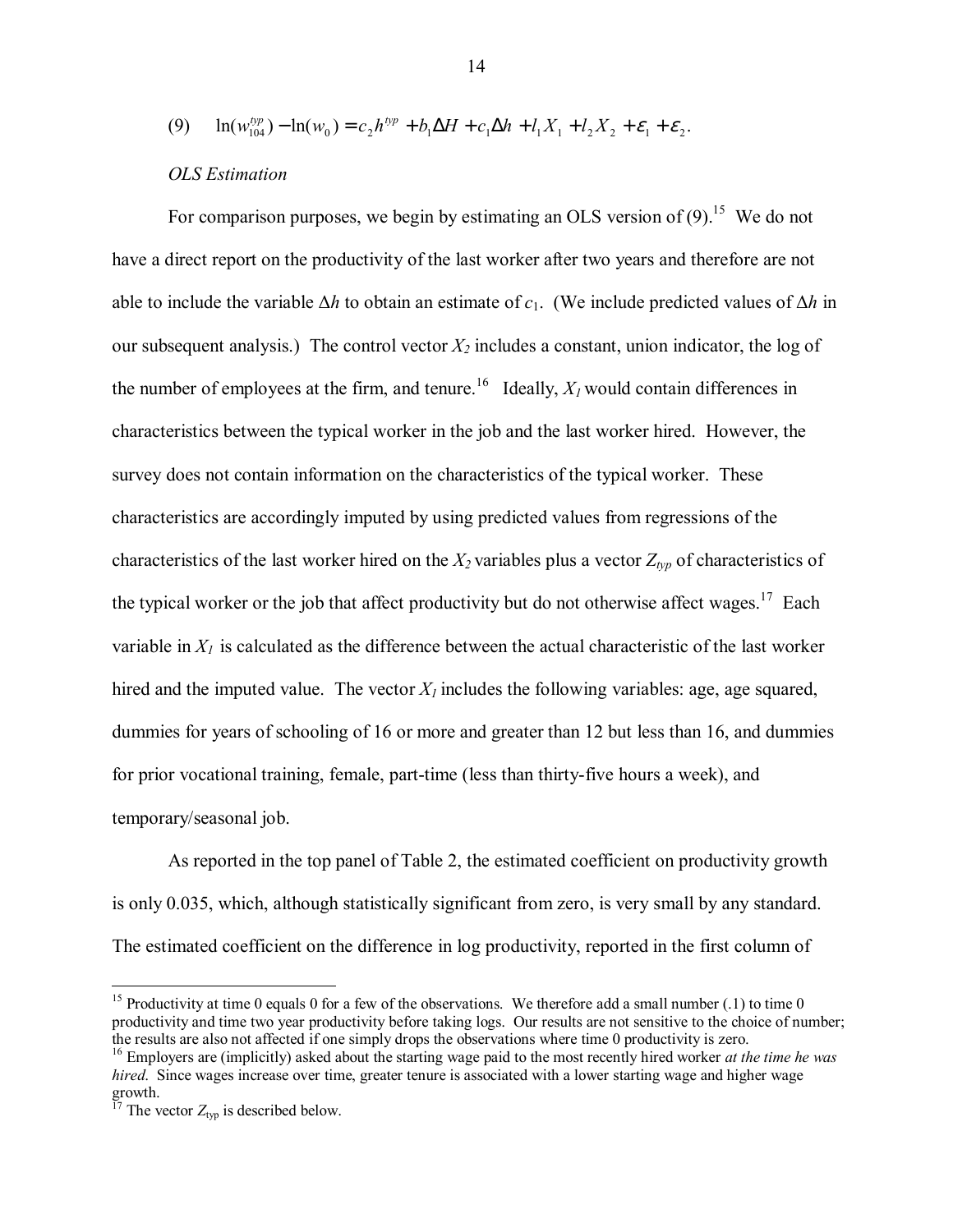$$(9) \qquad \ln(w_{104}^{typ}) - \ln(w_0) = c_2 h^{typ} + b_1 \Delta H + c_1 \Delta h + l_1 X_1 + l_2 X_2 + \varepsilon_1 + \varepsilon_2 .$$

*OLS Estimation*

For comparison purposes, we begin by estimating an OLS version of (9).[15] We do not have a direct report on the productivity of the last worker after two years and therefore are not able to include the variable $\Delta h$ to obtain an estimate of $c_1$. (We include predicted values of $\Delta h$ in our subsequent analysis.) The control vector $X_2$ includes a constant, union indicator, the log of the number of employees at the firm, and tenure.[16] Ideally, $X_1$ would contain differences in characteristics between the typical worker in the job and the last worker hired. However, the survey does not contain information on the characteristics of the typical worker. These characteristics are accordingly imputed by using predicted values from regressions of the characteristics of the last worker hired on the $X_2$ variables plus a vector $Z_{typ}$ of characteristics of the typical worker or the job that affect productivity but do not otherwise affect wages.[17] Each variable in $X_1$ is calculated as the difference between the actual characteristic of the last worker hired and the imputed value. The vector $X_1$ includes the following variables: age, age squared, dummies for years of schooling of 16 or more and greater than 12 but less than 16, and dummies for prior vocational training, female, part-time (less than thirty-five hours a week), and temporary/seasonal job.

As reported in the top panel of Table 2, the estimated coefficient on productivity growth is only 0.035, which, although statistically significant from zero, is very small by any standard. The estimated coefficient on the difference in log productivity, reported in the first column of

---

[15] Productivity at time 0 equals 0 for a few of the observations. We therefore add a small number (.1) to time 0 productivity and time two year productivity before taking logs. Our results are not sensitive to the choice of number; the results are also not affected if one simply drops the observations where time 0 productivity is zero.

[16] Employers are (implicitly) asked about the starting wage paid to the most recently hired worker *at the time he was hired*. Since wages increase over time, greater tenure is associated with a lower starting wage and higher wage growth.

[17] The vector $Z_{typ}$ is described below.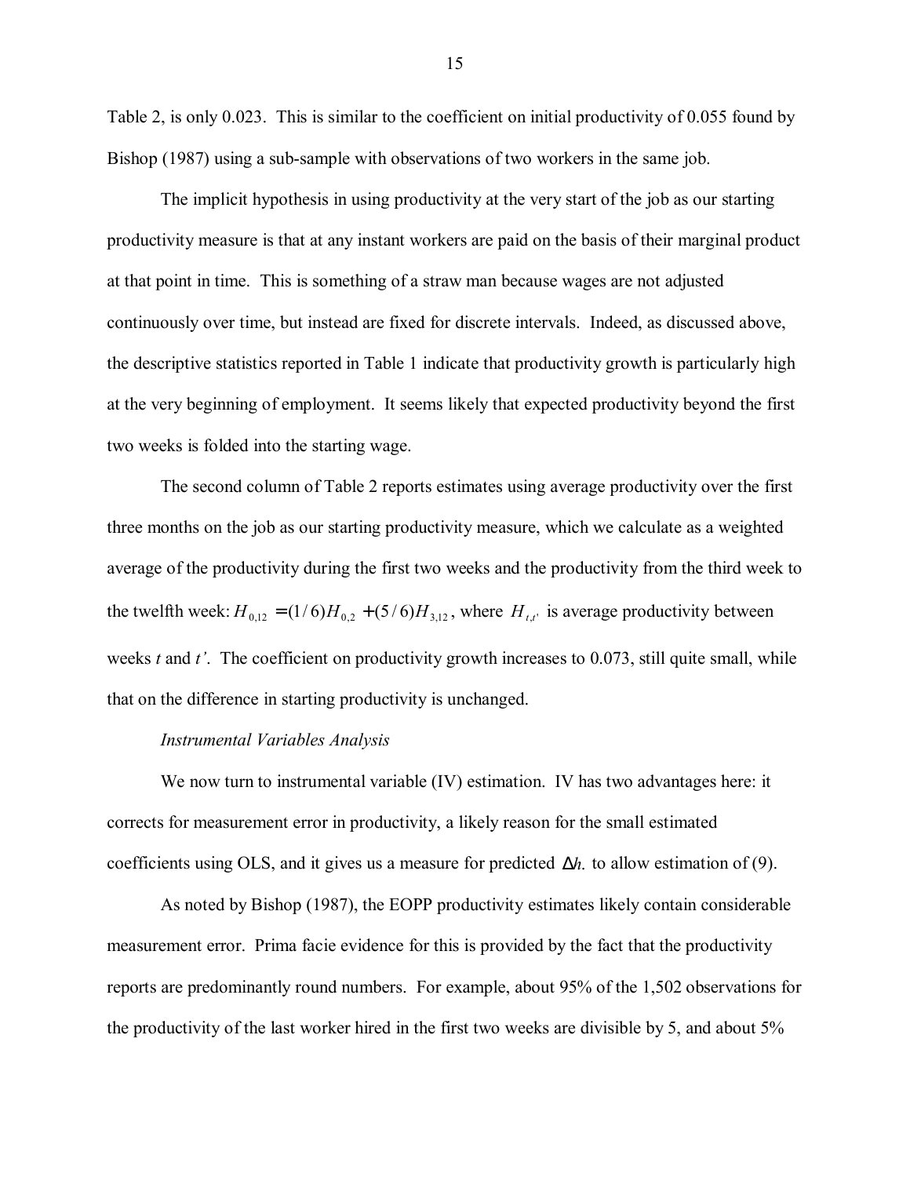Table 2, is only 0.023. This is similar to the coefficient on initial productivity of 0.055 found by Bishop (1987) using a sub-sample with observations of two workers in the same job.

The implicit hypothesis in using productivity at the very start of the job as our starting productivity measure is that at any instant workers are paid on the basis of their marginal product at that point in time. This is something of a straw man because wages are not adjusted continuously over time, but instead are fixed for discrete intervals. Indeed, as discussed above, the descriptive statistics reported in Table 1 indicate that productivity growth is particularly high at the very beginning of employment. It seems likely that expected productivity beyond the first two weeks is folded into the starting wage.

The second column of Table 2 reports estimates using average productivity over the first three months on the job as our starting productivity measure, which we calculate as a weighted average of the productivity during the first two weeks and the productivity from the third week to the twelfth week: $H_{0,12} = (1/6)H_{0,2} + (5/6)H_{3,12}$, where $H_{t,t'}$ is average productivity between weeks $t$ and $t'$. The coefficient on productivity growth increases to 0.073, still quite small, while that on the difference in starting productivity is unchanged.

*Instrumental Variables Analysis*

We now turn to instrumental variable (IV) estimation. IV has two advantages here: it corrects for measurement error in productivity, a likely reason for the small estimated coefficients using OLS, and it gives us a measure for predicted $\Delta h.$ to allow estimation of (9).

As noted by Bishop (1987), the EOPP productivity estimates likely contain considerable measurement error. Prima facie evidence for this is provided by the fact that the productivity reports are predominantly round numbers. For example, about 95% of the 1,502 observations for the productivity of the last worker hired in the first two weeks are divisible by 5, and about 5%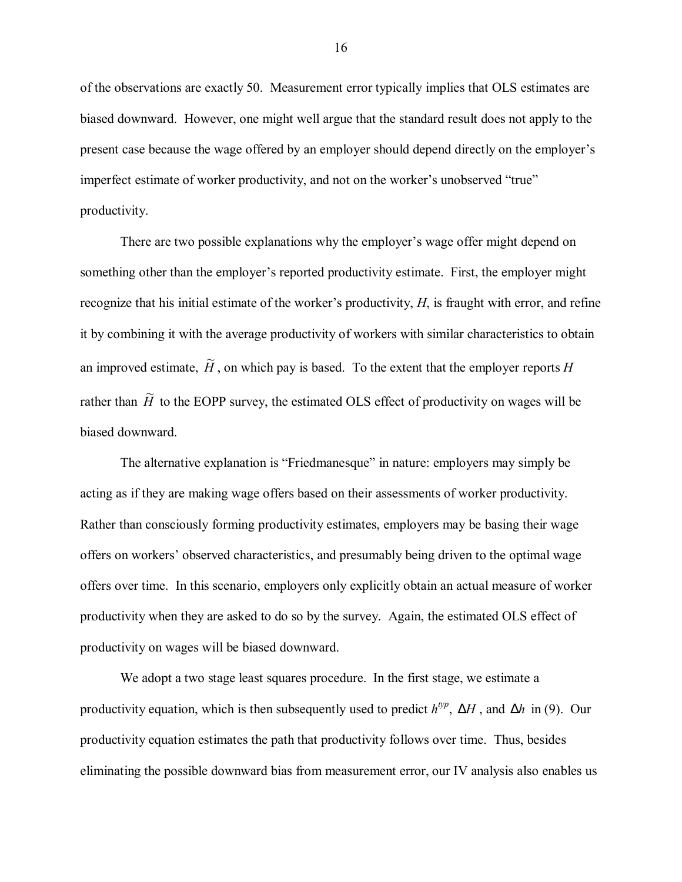of the observations are exactly 50. Measurement error typically implies that OLS estimates are biased downward. However, one might well argue that the standard result does not apply to the present case because the wage offered by an employer should depend directly on the employer's imperfect estimate of worker productivity, and not on the worker's unobserved "true" productivity.

There are two possible explanations why the employer's wage offer might depend on something other than the employer's reported productivity estimate. First, the employer might recognize that his initial estimate of the worker's productivity, $H$, is fraught with error, and refine it by combining it with the average productivity of workers with similar characteristics to obtain an improved estimate, $\widetilde{H}$, on which pay is based. To the extent that the employer reports $H$ rather than $\widetilde{H}$ to the EOPP survey, the estimated OLS effect of productivity on wages will be biased downward.

The alternative explanation is "Friedmanesque" in nature: employers may simply be acting as if they are making wage offers based on their assessments of worker productivity. Rather than consciously forming productivity estimates, employers may be basing their wage offers on workers' observed characteristics, and presumably being driven to the optimal wage offers over time. In this scenario, employers only explicitly obtain an actual measure of worker productivity when they are asked to do so by the survey. Again, the estimated OLS effect of productivity on wages will be biased downward.

We adopt a two stage least squares procedure. In the first stage, we estimate a productivity equation, which is then subsequently used to predict $h^{typ}$, $\Delta H$, and $\Delta h$ in (9). Our productivity equation estimates the path that productivity follows over time. Thus, besides eliminating the possible downward bias from measurement error, our IV analysis also enables us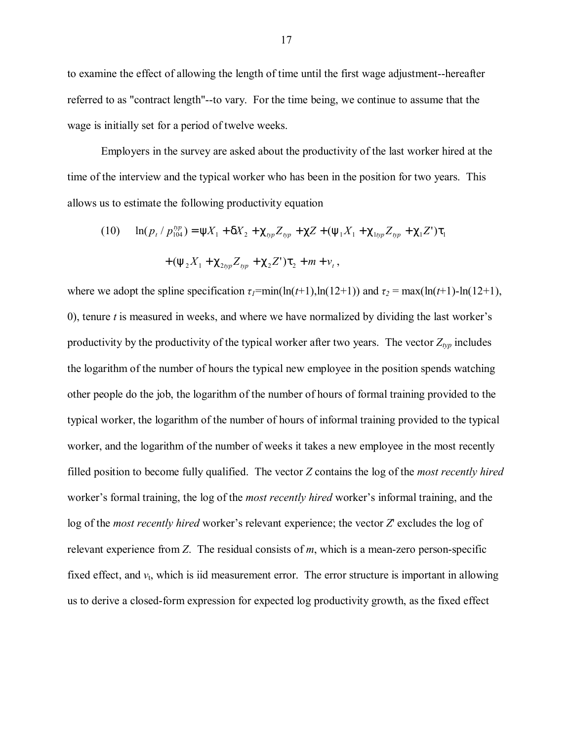to examine the effect of allowing the length of time until the first wage adjustment--hereafter referred to as "contract length"--to vary. For the time being, we continue to assume that the wage is initially set for a period of twelve weeks.

Employers in the survey are asked about the productivity of the last worker hired at the time of the interview and the typical worker who has been in the position for two years. This allows us to estimate the following productivity equation

$$\text{(10)} \quad \ln(p_t / p_{104}^{typ}) = \psi X_1 + \delta X_2 + \chi_{typ} Z_{typ} + \chi Z + (\psi_1 X_1 + \chi_{1typ} Z_{typ} + \chi_1 Z')\tau_1$$

$$+ (\psi_2 X_1 + \chi_{2typ} Z_{typ} + \chi_2 Z')\tau_2 + m + v_t \,,$$

where we adopt the spline specification $\tau_1$=min(ln($t$+1),ln(12+1)) and $\tau_2$ = max(ln($t$+1)-ln(12+1), 0), tenure $t$ is measured in weeks, and where we have normalized by dividing the last worker's productivity by the productivity of the typical worker after two years. The vector $Z_{typ}$ includes the logarithm of the number of hours the typical new employee in the position spends watching other people do the job, the logarithm of the number of hours of formal training provided to the typical worker, the logarithm of the number of hours of informal training provided to the typical worker, and the logarithm of the number of weeks it takes a new employee in the most recently filled position to become fully qualified. The vector $Z$ contains the log of the *most recently hired* worker's formal training, the log of the *most recently hired* worker's informal training, and the log of the *most recently hired* worker's relevant experience; the vector $Z'$ excludes the log of relevant experience from $Z$. The residual consists of $m$, which is a mean-zero person-specific fixed effect, and $v_t$, which is iid measurement error. The error structure is important in allowing us to derive a closed-form expression for expected log productivity growth, as the fixed effect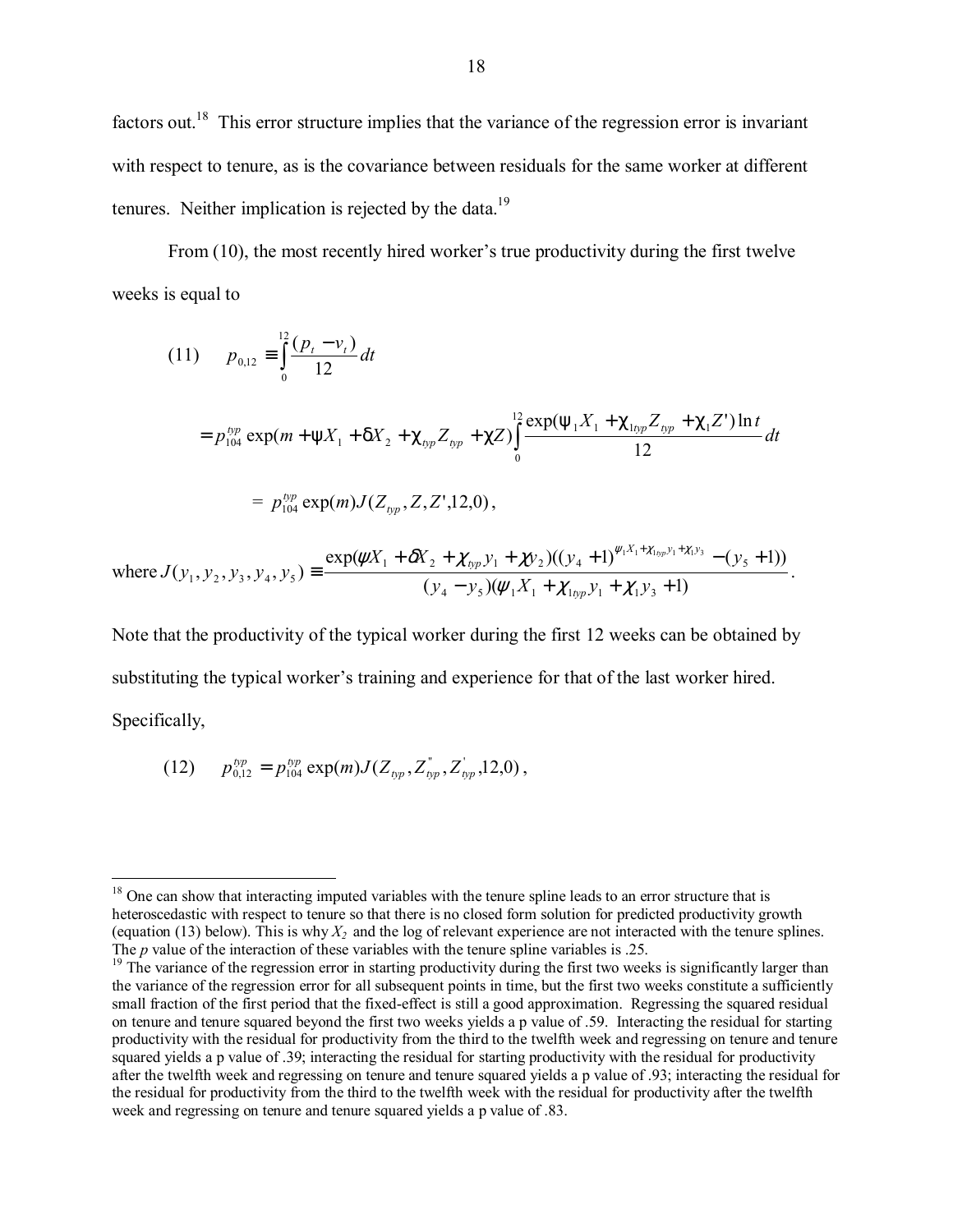factors out.[18] This error structure implies that the variance of the regression error is invariant with respect to tenure, as is the covariance between residuals for the same worker at different tenures. Neither implication is rejected by the data.[19]

From (10), the most recently hired worker's true productivity during the first twelve weeks is equal to

$$(11) \qquad p_{0,12} \equiv \int_0^{12} \frac{(p_t - v_t)}{12} dt$$

$$= p_{104}^{typ} \exp(m + \psi X_1 + \delta X_2 + \chi_{typ} Z_{typ} + \chi Z) \int_0^{12} \frac{\exp(\psi_1 X_1 + \chi_{1typ} Z_{typ} + \chi_1 Z') \ln t}{12} dt$$

$$= p_{104}^{typ} \exp(m) J(Z_{typ}, Z, Z', 12, 0),$$

where $J(y_1, y_2, y_3, y_4, y_5) \equiv \dfrac{\exp(\psi X_1 + \delta X_2 + \chi_{typ} y_1 + \chi y_2)((y_4 + 1)^{\psi_1 X_1 + \chi_{1typ} y_1 + \chi_1 y_3} - (y_5 + 1))}{(y_4 - y_5)(\psi_1 X_1 + \chi_{1typ} y_1 + \chi_1 y_3 + 1)}$.

Note that the productivity of the typical worker during the first 12 weeks can be obtained by substituting the typical worker's training and experience for that of the last worker hired. Specifically,

$$(12) \qquad p_{0,12}^{typ} = p_{104}^{typ} \exp(m) J(Z_{typ}, Z_{typ}^{''}, Z_{typ}^{'}, 12, 0),$$

---

[18] One can show that interacting imputed variables with the tenure spline leads to an error structure that is heteroscedastic with respect to tenure so that there is no closed form solution for predicted productivity growth (equation (13) below). This is why $X_2$ and the log of relevant experience are not interacted with the tenure splines. The *p* value of the interaction of these variables with the tenure spline variables is .25.

[19] The variance of the regression error in starting productivity during the first two weeks is significantly larger than the variance of the regression error for all subsequent points in time, but the first two weeks constitute a sufficiently small fraction of the first period that the fixed-effect is still a good approximation. Regressing the squared residual on tenure and tenure squared beyond the first two weeks yields a p value of .59. Interacting the residual for starting productivity with the residual for productivity from the third to the twelfth week and regressing on tenure and tenure squared yields a p value of .39; interacting the residual for starting productivity with the residual for productivity after the twelfth week and regressing on tenure and tenure squared yields a p value of .93; interacting the residual for the residual for productivity from the third to the twelfth week with the residual for productivity after the twelfth week and regressing on tenure and tenure squared yields a p value of .83.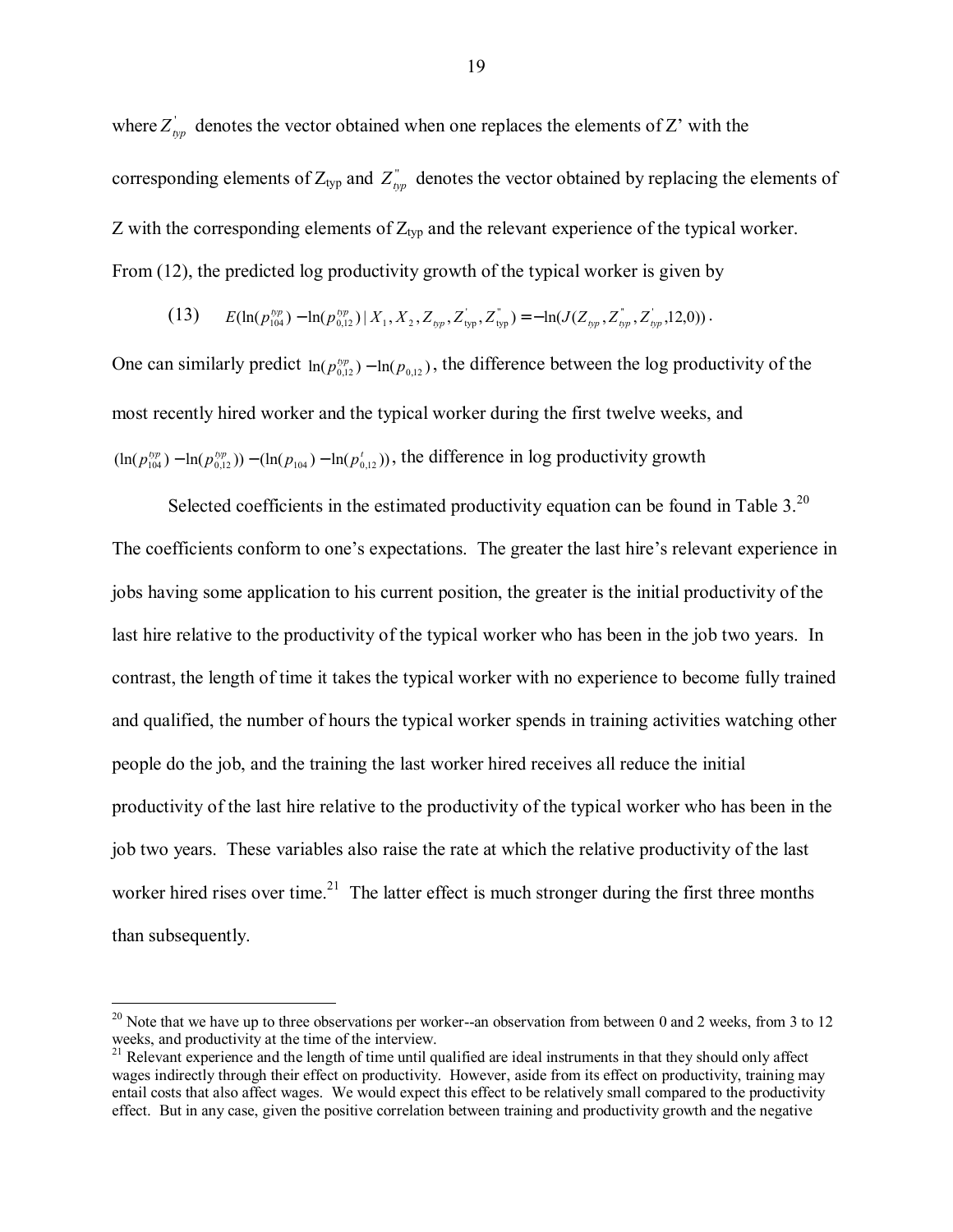where $Z_{typ}^{'}$ denotes the vector obtained when one replaces the elements of Z' with the corresponding elements of $Z_{typ}$ and $Z_{typ}^{''}$ denotes the vector obtained by replacing the elements of Z with the corresponding elements of $Z_{typ}$ and the relevant experience of the typical worker. From (12), the predicted log productivity growth of the typical worker is given by

$$(13) \qquad E(\ln(p_{104}^{typ}) - \ln(p_{0,12}^{typ}) \mid X_1, X_2, Z_{typ}, Z_{typ}^{'}, Z_{typ}^{''}) = -\ln(J(Z_{typ}, Z_{typ}^{''}, Z_{typ}^{'}, 12, 0)).$$

One can similarly predict $\ln(p_{0,12}^{typ}) - \ln(p_{0,12})$, the difference between the log productivity of the most recently hired worker and the typical worker during the first twelve weeks, and $(\ln(p_{104}^{typ}) - \ln(p_{0,12}^{typ})) - (\ln(p_{104}) - \ln(p_{0,12}^{t}))$, the difference in log productivity growth

Selected coefficients in the estimated productivity equation can be found in Table 3.[20] The coefficients conform to one's expectations. The greater the last hire's relevant experience in jobs having some application to his current position, the greater is the initial productivity of the last hire relative to the productivity of the typical worker who has been in the job two years. In contrast, the length of time it takes the typical worker with no experience to become fully trained and qualified, the number of hours the typical worker spends in training activities watching other people do the job, and the training the last worker hired receives all reduce the initial productivity of the last hire relative to the productivity of the typical worker who has been in the job two years. These variables also raise the rate at which the relative productivity of the last worker hired rises over time.[21] The latter effect is much stronger during the first three months than subsequently.

---

[20] Note that we have up to three observations per worker--an observation from between 0 and 2 weeks, from 3 to 12 weeks, and productivity at the time of the interview.

[21] Relevant experience and the length of time until qualified are ideal instruments in that they should only affect wages indirectly through their effect on productivity. However, aside from its effect on productivity, training may entail costs that also affect wages. We would expect this effect to be relatively small compared to the productivity effect. But in any case, given the positive correlation between training and productivity growth and the negative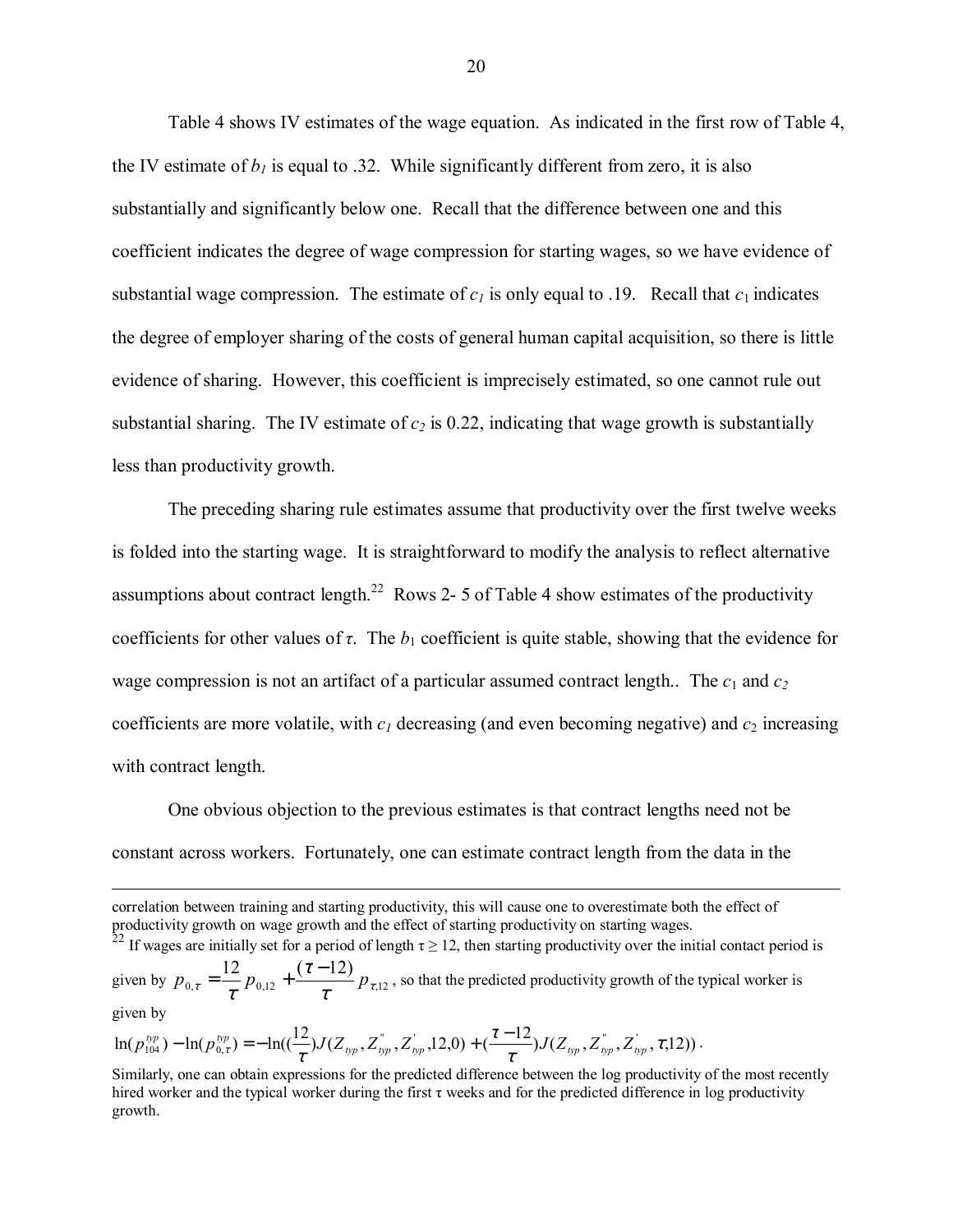Table 4 shows IV estimates of the wage equation. As indicated in the first row of Table 4, the IV estimate of $b_1$ is equal to .32. While significantly different from zero, it is also substantially and significantly below one. Recall that the difference between one and this coefficient indicates the degree of wage compression for starting wages, so we have evidence of substantial wage compression. The estimate of $c_1$ is only equal to .19. Recall that $c_1$ indicates the degree of employer sharing of the costs of general human capital acquisition, so there is little evidence of sharing. However, this coefficient is imprecisely estimated, so one cannot rule out substantial sharing. The IV estimate of $c_2$ is 0.22, indicating that wage growth is substantially less than productivity growth.

The preceding sharing rule estimates assume that productivity over the first twelve weeks is folded into the starting wage. It is straightforward to modify the analysis to reflect alternative assumptions about contract length.[22] Rows 2- 5 of Table 4 show estimates of the productivity coefficients for other values of $\tau$. The $b_1$ coefficient is quite stable, showing that the evidence for wage compression is not an artifact of a particular assumed contract length.. The $c_1$ and $c_2$ coefficients are more volatile, with $c_1$ decreasing (and even becoming negative) and $c_2$ increasing with contract length.

One obvious objection to the previous estimates is that contract lengths need not be constant across workers. Fortunately, one can estimate contract length from the data in the

---

correlation between training and starting productivity, this will cause one to overestimate both the effect of productivity growth on wage growth and the effect of starting productivity on starting wages.

[22] If wages are initially set for a period of length $\tau \geq 12$, then starting productivity over the initial contact period is given by $p_{0,\tau} = \frac{12}{\tau} p_{0,12} + \frac{(\tau - 12)}{\tau} p_{\tau,12}$, so that the predicted productivity growth of the typical worker is given by

$$\ln(p_{104}^{typ}) - \ln(p_{0,\tau}^{typ}) = -\ln\left(\left(\frac{12}{\tau}\right) J(Z_{typ}, Z_{typ}^{"}, Z_{typ}^{'}, 12, 0) + \left(\frac{\tau - 12}{\tau}\right) J(Z_{typ}, Z_{typ}^{"}, Z_{typ}^{'}, \tau, 12)\right).$$

Similarly, one can obtain expressions for the predicted difference between the log productivity of the most recently hired worker and the typical worker during the first $\tau$ weeks and for the predicted difference in log productivity growth.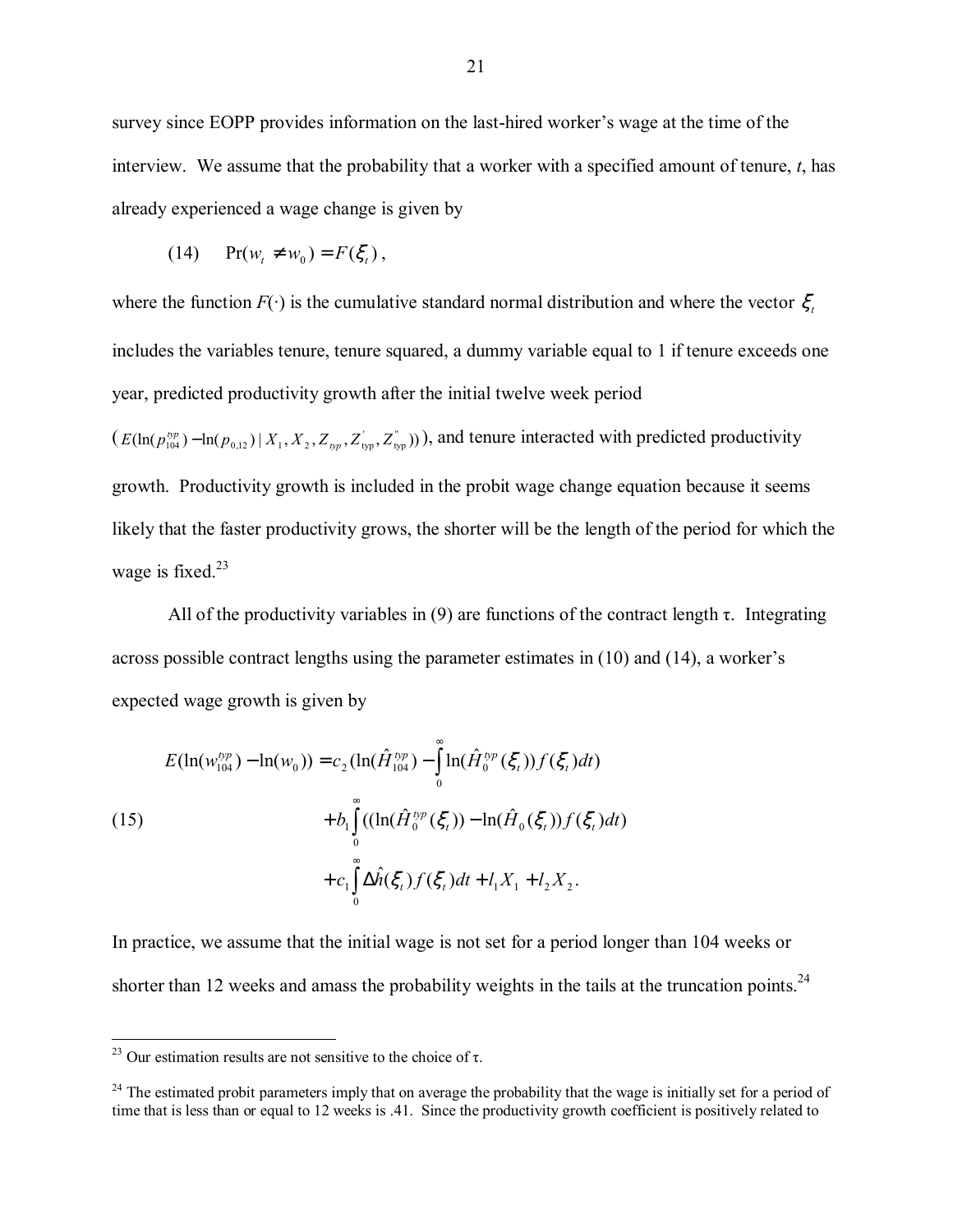survey since EOPP provides information on the last-hired worker's wage at the time of the interview. We assume that the probability that a worker with a specified amount of tenure, $t$, has already experienced a wage change is given by

$$\text{(14)} \qquad \Pr(w_t \neq w_0) = F(\xi_t),$$

where the function $F(\cdot)$ is the cumulative standard normal distribution and where the vector $\xi_t$ includes the variables tenure, tenure squared, a dummy variable equal to 1 if tenure exceeds one year, predicted productivity growth after the initial twelve week period ($E(\ln(p_{104}^{typ}) - \ln(p_{0,12}) \mid X_1, X_2, Z_{typ}, Z_{typ}^{'}, Z_{typ}^{''})$), and tenure interacted with predicted productivity growth. Productivity growth is included in the probit wage change equation because it seems likely that the faster productivity grows, the shorter will be the length of the period for which the wage is fixed.[23]

All of the productivity variables in (9) are functions of the contract length τ. Integrating across possible contract lengths using the parameter estimates in (10) and (14), a worker's expected wage growth is given by

$$\text{(15)} \qquad \begin{aligned} E(\ln(w_{104}^{typ}) - \ln(w_0)) = c_2 (\ln(\hat{H}_{104}^{typ}) &- \int_0^\infty \ln(\hat{H}_0^{typ}(\xi_t)) f(\xi_t) dt) \\ &+ b_1 \int_0^\infty ((\ln(\hat{H}_0^{typ}(\xi_t)) - \ln(\hat{H}_0(\xi_t)) f(\xi_t) dt) \\ &+ c_1 \int_0^\infty \Delta\hat{h}(\xi_t) f(\xi_t) dt + l_1 X_1 + l_2 X_2 . \end{aligned}$$

In practice, we assume that the initial wage is not set for a period longer than 104 weeks or shorter than 12 weeks and amass the probability weights in the tails at the truncation points.[24]

---

[23] Our estimation results are not sensitive to the choice of τ.

[24] The estimated probit parameters imply that on average the probability that the wage is initially set for a period of time that is less than or equal to 12 weeks is .41. Since the productivity growth coefficient is positively related to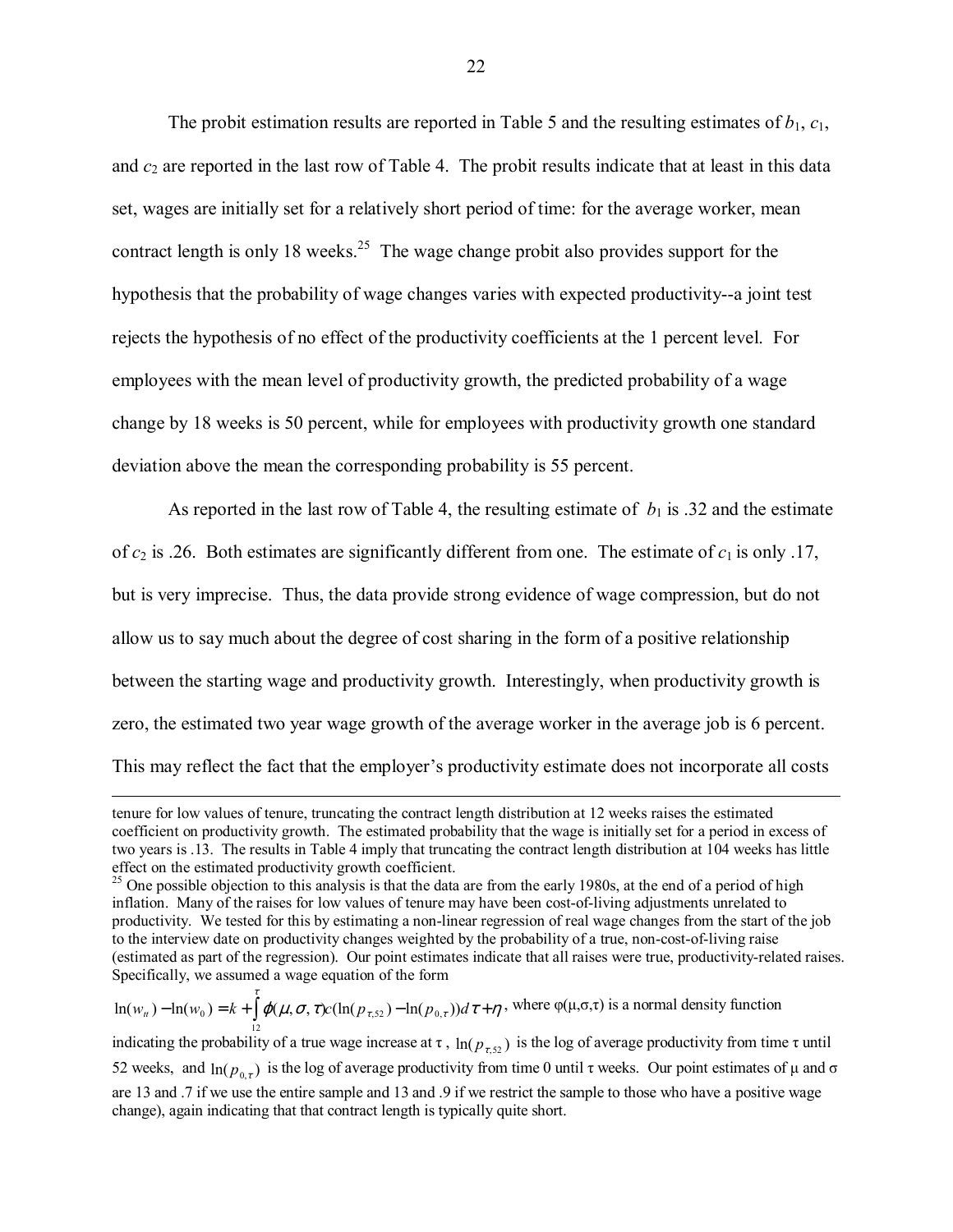The probit estimation results are reported in Table 5 and the resulting estimates of $b_1$, $c_1$, and $c_2$ are reported in the last row of Table 4. The probit results indicate that at least in this data set, wages are initially set for a relatively short period of time: for the average worker, mean contract length is only 18 weeks.[25] The wage change probit also provides support for the hypothesis that the probability of wage changes varies with expected productivity--a joint test rejects the hypothesis of no effect of the productivity coefficients at the 1 percent level. For employees with the mean level of productivity growth, the predicted probability of a wage change by 18 weeks is 50 percent, while for employees with productivity growth one standard deviation above the mean the corresponding probability is 55 percent.

As reported in the last row of Table 4, the resulting estimate of $b_1$ is .32 and the estimate of $c_2$ is .26. Both estimates are significantly different from one. The estimate of $c_1$ is only .17, but is very imprecise. Thus, the data provide strong evidence of wage compression, but do not allow us to say much about the degree of cost sharing in the form of a positive relationship between the starting wage and productivity growth. Interestingly, when productivity growth is zero, the estimated two year wage growth of the average worker in the average job is 6 percent. This may reflect the fact that the employer's productivity estimate does not incorporate all costs

---

tenure for low values of tenure, truncating the contract length distribution at 12 weeks raises the estimated coefficient on productivity growth. The estimated probability that the wage is initially set for a period in excess of two years is .13. The results in Table 4 imply that truncating the contract length distribution at 104 weeks has little effect on the estimated productivity growth coefficient.

[25] One possible objection to this analysis is that the data are from the early 1980s, at the end of a period of high inflation. Many of the raises for low values of tenure may have been cost-of-living adjustments unrelated to productivity. We tested for this by estimating a non-linear regression of real wage changes from the start of the job to the interview date on productivity changes weighted by the probability of a true, non-cost-of-living raise (estimated as part of the regression). Our point estimates indicate that all raises were true, productivity-related raises. Specifically, we assumed a wage equation of the form

$\ln(w_{it}) - \ln(w_0) = k + \int_{12}^{\tau} \varphi(\mu, \sigma, \tau) c (\ln(p_{\tau,52}) - \ln(p_{0,\tau})) d\tau + \eta$, where $\varphi(\mu,\sigma,\tau)$ is a normal density function indicating the probability of a true wage increase at $\tau$, $\ln(p_{\tau,52})$ is the log of average productivity from time $\tau$ until 52 weeks, and $\ln(p_{0,\tau})$ is the log of average productivity from time 0 until $\tau$ weeks. Our point estimates of $\mu$ and $\sigma$ are 13 and .7 if we use the entire sample and 13 and .9 if we restrict the sample to those who have a positive wage change), again indicating that that contract length is typically quite short.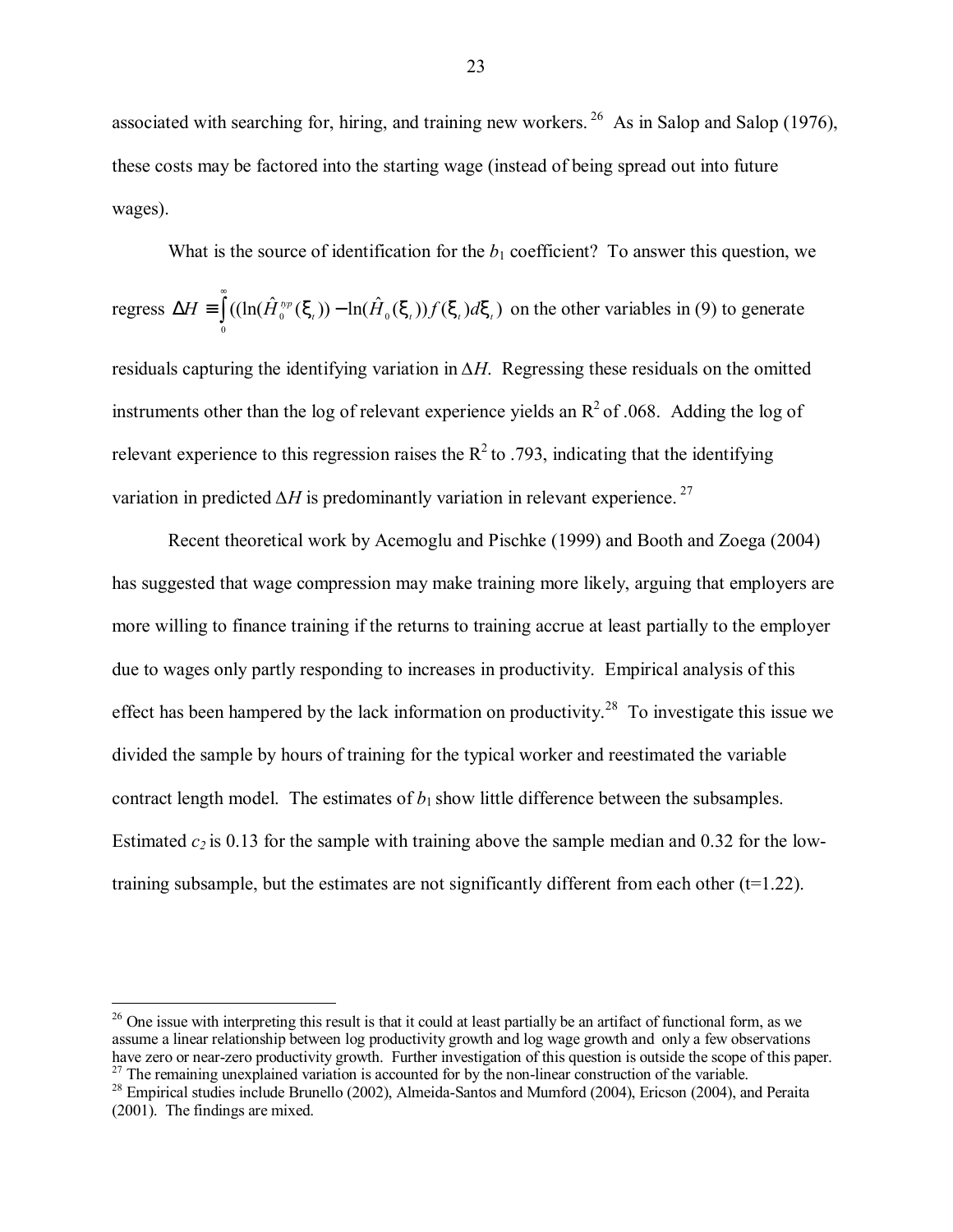associated with searching for, hiring, and training new workers.[26] As in Salop and Salop (1976), these costs may be factored into the starting wage (instead of being spread out into future wages).

What is the source of identification for the $b_1$ coefficient? To answer this question, we regress $\Delta H \equiv \int_0^\infty ((\ln(\hat{H}_0^{typ}(\xi_t)) - \ln(\hat{H}_0(\xi_t))f(\xi_t)d\xi_t)$ on the other variables in (9) to generate residuals capturing the identifying variation in $\Delta H$. Regressing these residuals on the omitted instruments other than the log of relevant experience yields an $R^2$ of .068. Adding the log of relevant experience to this regression raises the $R^2$ to .793, indicating that the identifying variation in predicted $\Delta H$ is predominantly variation in relevant experience.[27]

Recent theoretical work by Acemoglu and Pischke (1999) and Booth and Zoega (2004) has suggested that wage compression may make training more likely, arguing that employers are more willing to finance training if the returns to training accrue at least partially to the employer due to wages only partly responding to increases in productivity. Empirical analysis of this effect has been hampered by the lack information on productivity.[28] To investigate this issue we divided the sample by hours of training for the typical worker and reestimated the variable contract length model. The estimates of $b_1$ show little difference between the subsamples. Estimated $c_2$ is 0.13 for the sample with training above the sample median and 0.32 for the low-training subsample, but the estimates are not significantly different from each other (t=1.22).

---

[26] One issue with interpreting this result is that it could at least partially be an artifact of functional form, as we assume a linear relationship between log productivity growth and log wage growth and only a few observations have zero or near-zero productivity growth. Further investigation of this question is outside the scope of this paper.

[27] The remaining unexplained variation is accounted for by the non-linear construction of the variable.

[28] Empirical studies include Brunello (2002), Almeida-Santos and Mumford (2004), Ericson (2004), and Peraita (2001). The findings are mixed.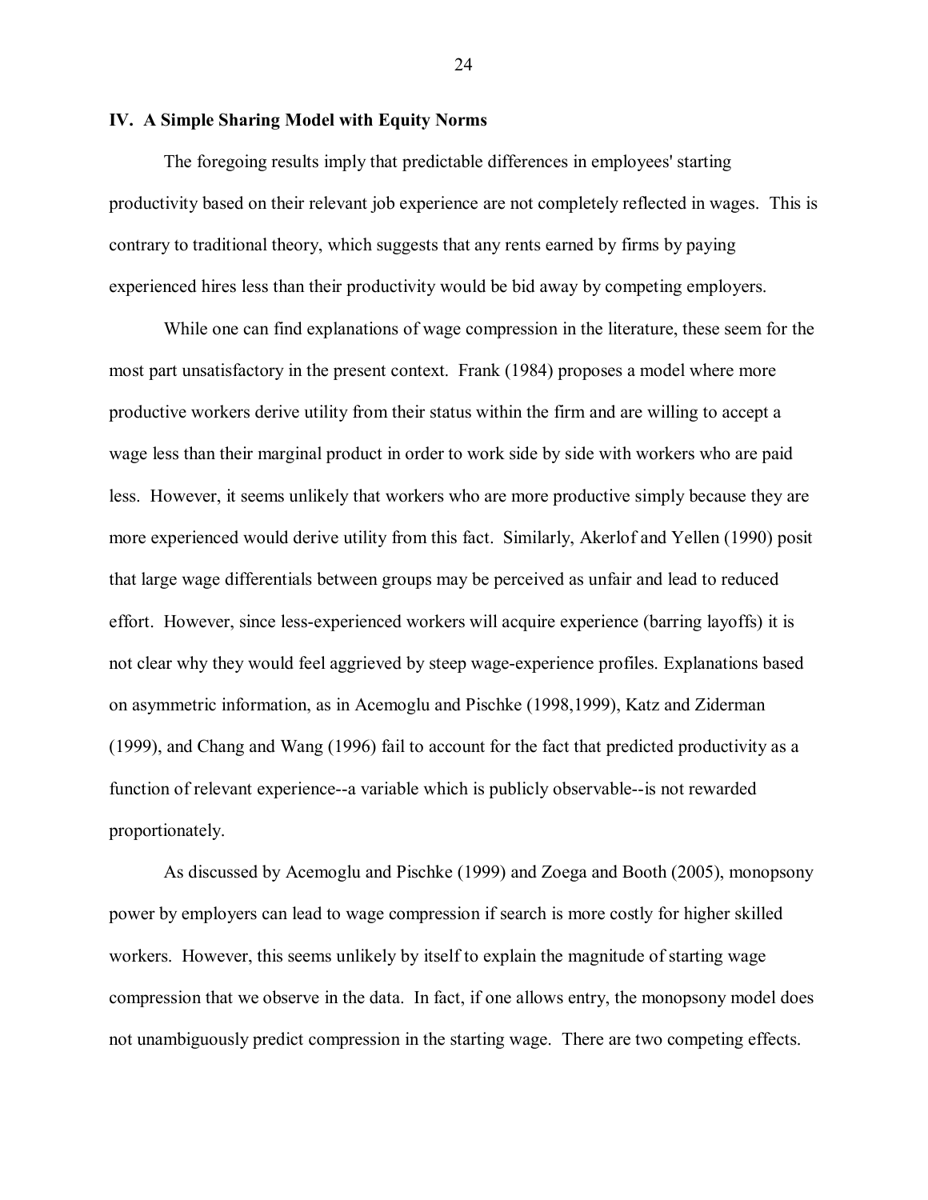## IV. A Simple Sharing Model with Equity Norms

The foregoing results imply that predictable differences in employees' starting productivity based on their relevant job experience are not completely reflected in wages. This is contrary to traditional theory, which suggests that any rents earned by firms by paying experienced hires less than their productivity would be bid away by competing employers.

While one can find explanations of wage compression in the literature, these seem for the most part unsatisfactory in the present context. Frank (1984) proposes a model where more productive workers derive utility from their status within the firm and are willing to accept a wage less than their marginal product in order to work side by side with workers who are paid less. However, it seems unlikely that workers who are more productive simply because they are more experienced would derive utility from this fact. Similarly, Akerlof and Yellen (1990) posit that large wage differentials between groups may be perceived as unfair and lead to reduced effort. However, since less-experienced workers will acquire experience (barring layoffs) it is not clear why they would feel aggrieved by steep wage-experience profiles. Explanations based on asymmetric information, as in Acemoglu and Pischke (1998,1999), Katz and Ziderman (1999), and Chang and Wang (1996) fail to account for the fact that predicted productivity as a function of relevant experience--a variable which is publicly observable--is not rewarded proportionately.

As discussed by Acemoglu and Pischke (1999) and Zoega and Booth (2005), monopsony power by employers can lead to wage compression if search is more costly for higher skilled workers. However, this seems unlikely by itself to explain the magnitude of starting wage compression that we observe in the data. In fact, if one allows entry, the monopsony model does not unambiguously predict compression in the starting wage. There are two competing effects.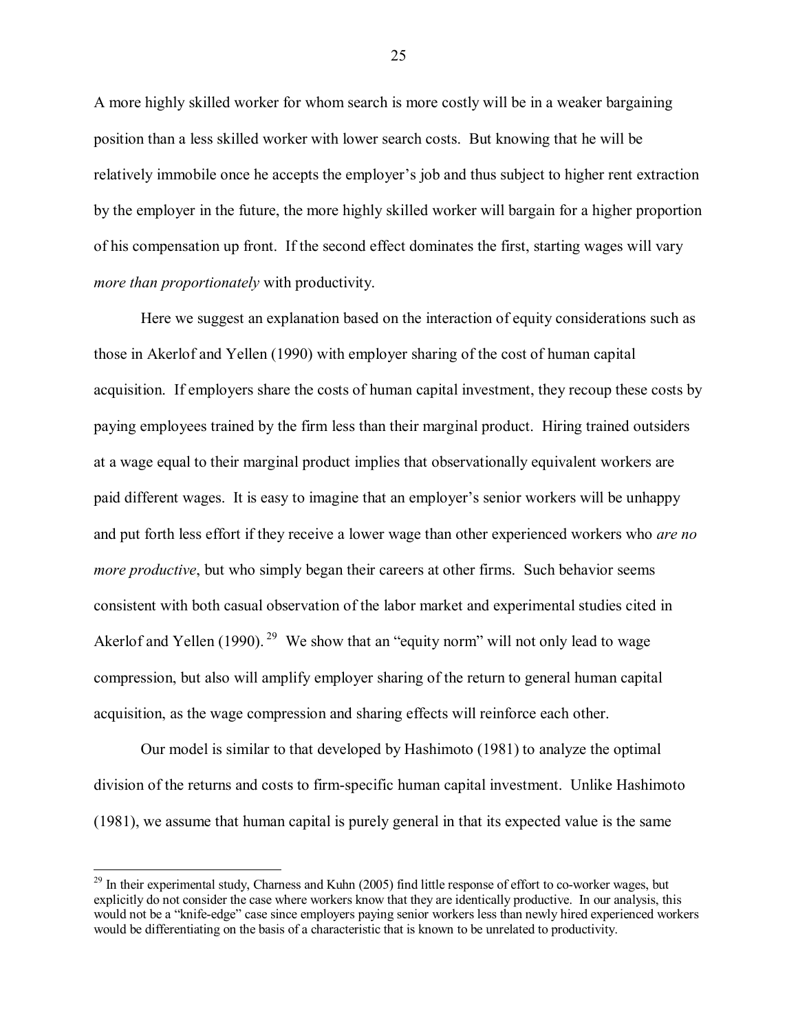A more highly skilled worker for whom search is more costly will be in a weaker bargaining position than a less skilled worker with lower search costs. But knowing that he will be relatively immobile once he accepts the employer's job and thus subject to higher rent extraction by the employer in the future, the more highly skilled worker will bargain for a higher proportion of his compensation up front. If the second effect dominates the first, starting wages will vary *more than proportionately* with productivity.

Here we suggest an explanation based on the interaction of equity considerations such as those in Akerlof and Yellen (1990) with employer sharing of the cost of human capital acquisition. If employers share the costs of human capital investment, they recoup these costs by paying employees trained by the firm less than their marginal product. Hiring trained outsiders at a wage equal to their marginal product implies that observationally equivalent workers are paid different wages. It is easy to imagine that an employer's senior workers will be unhappy and put forth less effort if they receive a lower wage than other experienced workers who *are no more productive*, but who simply began their careers at other firms. Such behavior seems consistent with both casual observation of the labor market and experimental studies cited in Akerlof and Yellen (1990).[29] We show that an "equity norm" will not only lead to wage compression, but also will amplify employer sharing of the return to general human capital acquisition, as the wage compression and sharing effects will reinforce each other.

Our model is similar to that developed by Hashimoto (1981) to analyze the optimal division of the returns and costs to firm-specific human capital investment. Unlike Hashimoto (1981), we assume that human capital is purely general in that its expected value is the same

---

[29] In their experimental study, Charness and Kuhn (2005) find little response of effort to co-worker wages, but explicitly do not consider the case where workers know that they are identically productive. In our analysis, this would not be a "knife-edge" case since employers paying senior workers less than newly hired experienced workers would be differentiating on the basis of a characteristic that is known to be unrelated to productivity.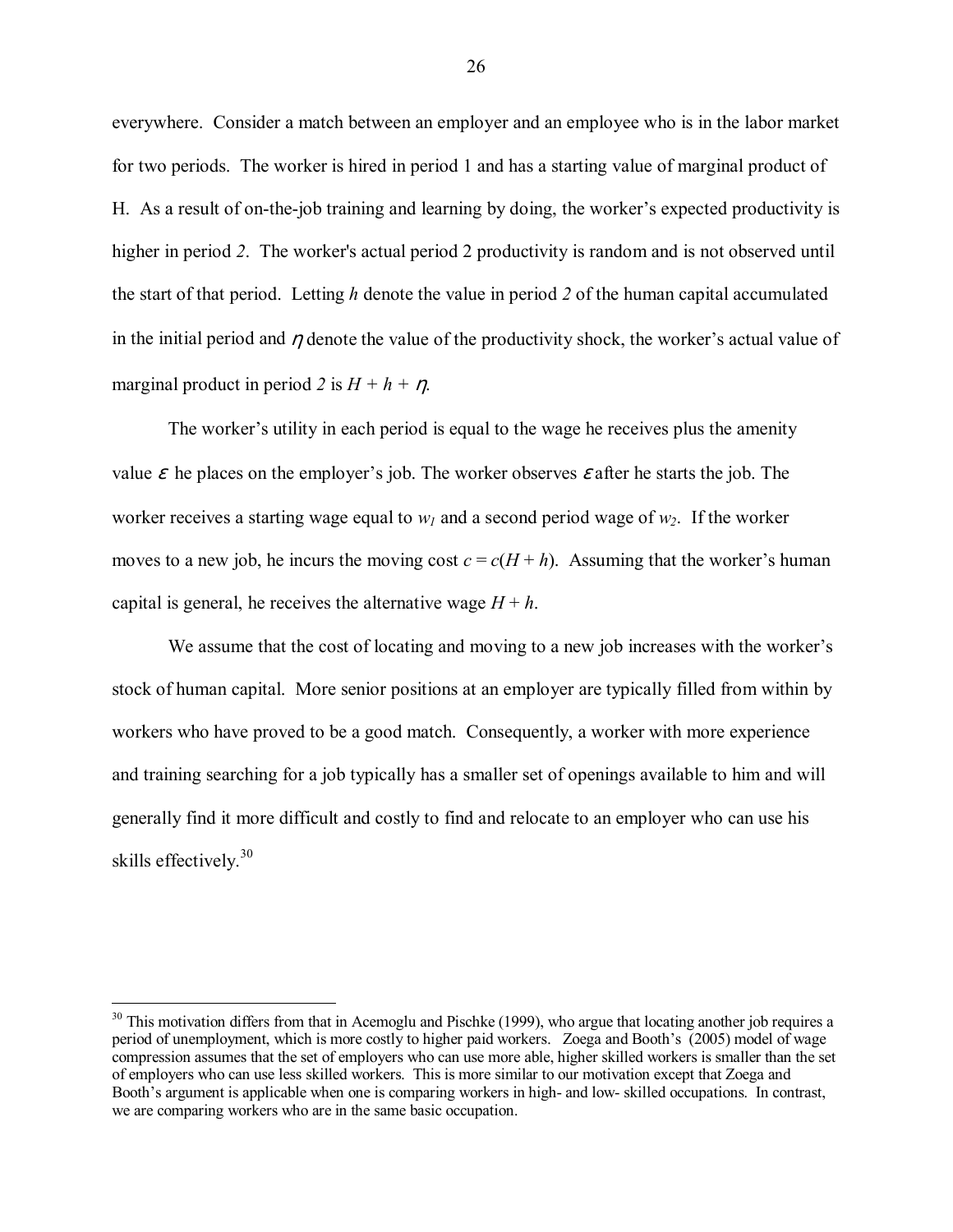everywhere. Consider a match between an employer and an employee who is in the labor market for two periods. The worker is hired in period 1 and has a starting value of marginal product of H. As a result of on-the-job training and learning by doing, the worker's expected productivity is higher in period *2*. The worker's actual period 2 productivity is random and is not observed until the start of that period. Letting $h$ denote the value in period *2* of the human capital accumulated in the initial period and $\eta$ denote the value of the productivity shock, the worker's actual value of marginal product in period *2* is $H + h + \eta$.

The worker's utility in each period is equal to the wage he receives plus the amenity value $\varepsilon$ he places on the employer's job. The worker observes $\varepsilon$ after he starts the job. The worker receives a starting wage equal to $w_1$ and a second period wage of $w_2$. If the worker moves to a new job, he incurs the moving cost $c = c(H + h)$. Assuming that the worker's human capital is general, he receives the alternative wage $H + h$.

We assume that the cost of locating and moving to a new job increases with the worker's stock of human capital. More senior positions at an employer are typically filled from within by workers who have proved to be a good match. Consequently, a worker with more experience and training searching for a job typically has a smaller set of openings available to him and will generally find it more difficult and costly to find and relocate to an employer who can use his skills effectively.[30]

[30] This motivation differs from that in Acemoglu and Pischke (1999), who argue that locating another job requires a period of unemployment, which is more costly to higher paid workers. Zoega and Booth's (2005) model of wage compression assumes that the set of employers who can use more able, higher skilled workers is smaller than the set of employers who can use less skilled workers. This is more similar to our motivation except that Zoega and Booth's argument is applicable when one is comparing workers in high- and low- skilled occupations. In contrast, we are comparing workers who are in the same basic occupation.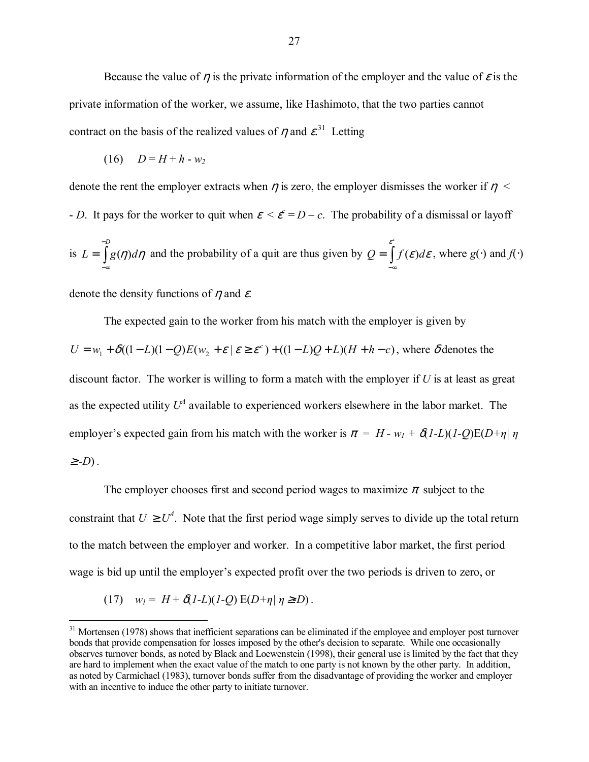Because the value of $\eta$ is the private information of the employer and the value of $\varepsilon$ is the private information of the worker, we assume, like Hashimoto, that the two parties cannot contract on the basis of the realized values of $\eta$ and $\varepsilon$.[31] Letting

$$(16) \quad D = H + h - w_2$$

denote the rent the employer extracts when $\eta$ is zero, the employer dismisses the worker if $\eta < -D$. It pays for the worker to quit when $\varepsilon < \varepsilon^c = D - c$. The probability of a dismissal or layoff is $L = \int_{-\infty}^{-D} g(\eta)d\eta$ and the probability of a quit are thus given by $Q = \int_{-\infty}^{\varepsilon^c} f(\varepsilon)d\varepsilon$, where $g(\cdot)$ and $f(\cdot)$ denote the density functions of $\eta$ and $\varepsilon$.

The expected gain to the worker from his match with the employer is given by $U = w_1 + \delta((1-L)(1-Q)E(w_2 + \varepsilon \mid \varepsilon \geq \varepsilon^c) + ((1-L)Q + L)(H + h - c)$, where $\delta$ denotes the discount factor. The worker is willing to form a match with the employer if $U$ is at least as great as the expected utility $U^A$ available to experienced workers elsewhere in the labor market. The employer's expected gain from his match with the worker is $\pi = H - w_1 + \delta(1-L)(1-Q)E(D+\eta \mid \eta \geq -D)$.

The employer chooses first and second period wages to maximize $\pi$ subject to the constraint that $U \geq U^A$. Note that the first period wage simply serves to divide up the total return to the match between the employer and worker. In a competitive labor market, the first period wage is bid up until the employer's expected profit over the two periods is driven to zero, or

$$(17) \quad w_1 = H + \delta(1-L)(1-Q)\, E(D+\eta \mid \eta \geq D).$$

[31] Mortensen (1978) shows that inefficient separations can be eliminated if the employee and employer post turnover bonds that provide compensation for losses imposed by the other's decision to separate. While one occasionally observes turnover bonds, as noted by Black and Loewenstein (1998), their general use is limited by the fact that they are hard to implement when the exact value of the match to one party is not known by the other party. In addition, as noted by Carmichael (1983), turnover bonds suffer from the disadvantage of providing the worker and employer with an incentive to induce the other party to initiate turnover.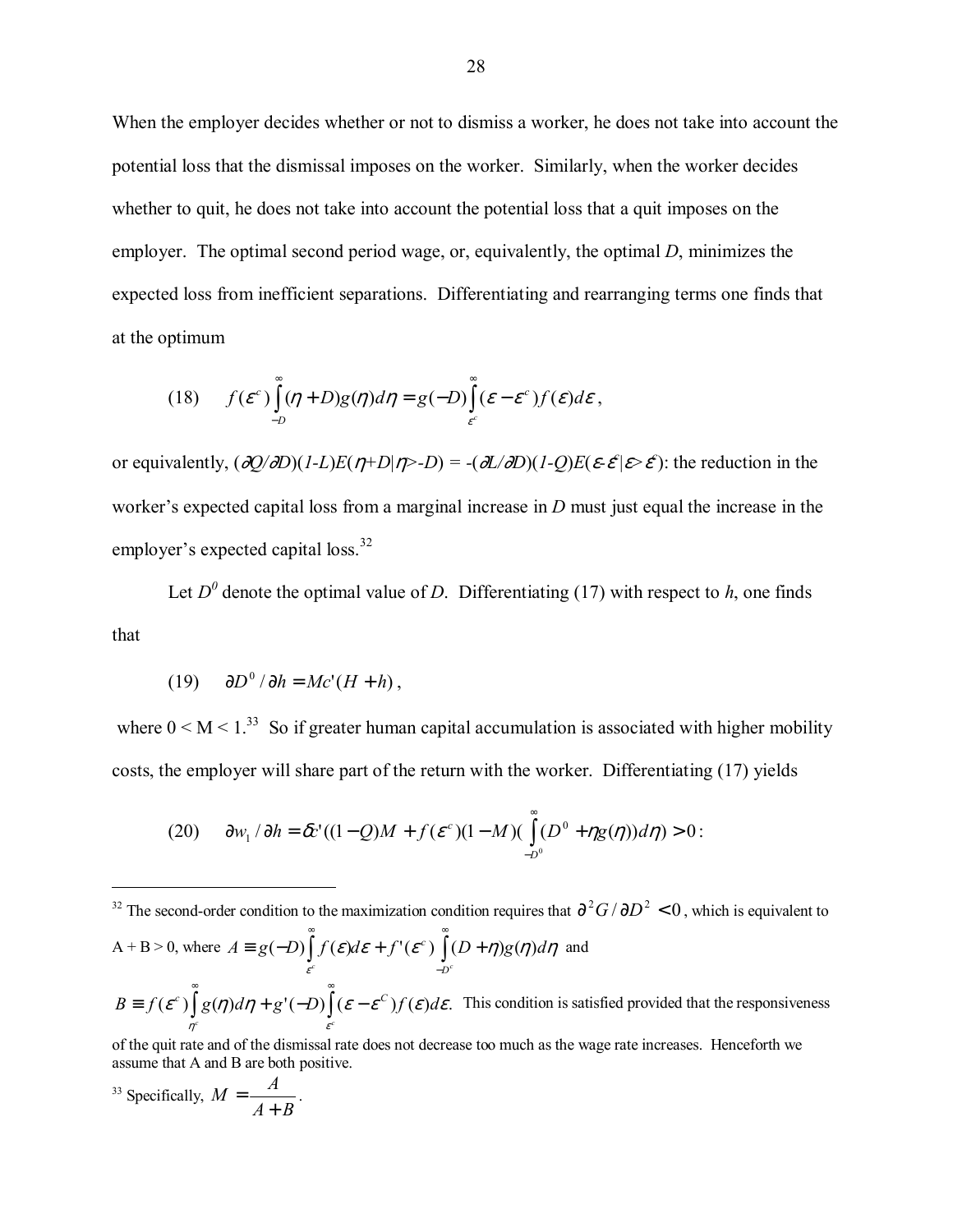When the employer decides whether or not to dismiss a worker, he does not take into account the potential loss that the dismissal imposes on the worker. Similarly, when the worker decides whether to quit, he does not take into account the potential loss that a quit imposes on the employer. The optimal second period wage, or, equivalently, the optimal $D$, minimizes the expected loss from inefficient separations. Differentiating and rearranging terms one finds that at the optimum

$$(18) \qquad f(\varepsilon^c)\int_{-D}^{\infty}(\eta + D)g(\eta)d\eta = g(-D)\int_{\varepsilon^c}^{\infty}(\varepsilon - \varepsilon^c)f(\varepsilon)d\varepsilon,$$

or equivalently, $(\partial Q/\partial D)(1-L)E(\eta+D|\eta>-D) = -(\partial L/\partial D)(1-Q)E(\varepsilon-\varepsilon^c|\varepsilon>\varepsilon^c)$: the reduction in the worker's expected capital loss from a marginal increase in $D$ must just equal the increase in the employer's expected capital loss.[32]

Let $D^0$ denote the optimal value of $D$. Differentiating (17) with respect to $h$, one finds that

$$(19) \qquad \partial D^0/\partial h = Mc'(H+h),$$

where $0 < M < 1$.[33] So if greater human capital accumulation is associated with higher mobility costs, the employer will share part of the return with the worker. Differentiating (17) yields

$$(20) \qquad \partial w_1/\partial h = \delta c'((1-Q)M + f(\varepsilon^c)(1-M)(\int_{-D^0}^{\infty}(D^0 + \eta g(\eta))d\eta) > 0:$$

---

[32] The second-order condition to the maximization condition requires that $\partial^2 G/\partial D^2 < 0$, which is equivalent to A + B > 0, where $A \equiv g(-D)\int_{\varepsilon^c}^{\infty} f(\varepsilon)d\varepsilon + f'(\varepsilon^c)\int_{-D^c}^{\infty}(D+\eta)g(\eta)d\eta$ and $B \equiv f(\varepsilon^c)\int_{\eta^c}^{\infty} g(\eta)d\eta + g'(-D)\int_{\varepsilon^c}^{\infty}(\varepsilon - \varepsilon^C)f(\varepsilon)d\varepsilon.$ This condition is satisfied provided that the responsiveness of the quit rate and of the dismissal rate does not decrease too much as the wage rate increases. Henceforth we assume that A and B are both positive.

[33] Specifically, $M = \dfrac{A}{A+B}$.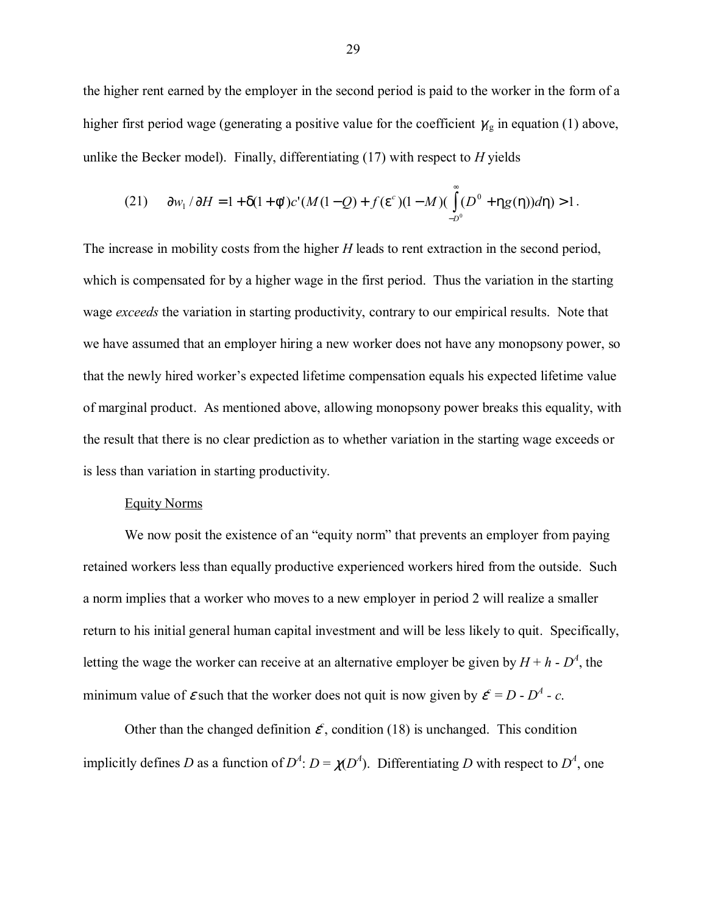the higher rent earned by the employer in the second period is paid to the worker in the form of a higher first period wage (generating a positive value for the coefficient $\gamma_g$ in equation (1) above, unlike the Becker model). Finally, differentiating (17) with respect to $H$ yields

$$\text{(21)} \qquad \partial w_1 / \partial H = 1 + \delta(1+\phi)c'(M(1-Q) + f(\varepsilon^c)(1-M)(\int_{-D^0}^{\infty}(D^0 + \eta g(\eta))d\eta) > 1 .$$

The increase in mobility costs from the higher $H$ leads to rent extraction in the second period, which is compensated for by a higher wage in the first period. Thus the variation in the starting wage *exceeds* the variation in starting productivity, contrary to our empirical results. Note that we have assumed that an employer hiring a new worker does not have any monopsony power, so that the newly hired worker's expected lifetime compensation equals his expected lifetime value of marginal product. As mentioned above, allowing monopsony power breaks this equality, with the result that there is no clear prediction as to whether variation in the starting wage exceeds or is less than variation in starting productivity.

Equity Norms

We now posit the existence of an "equity norm" that prevents an employer from paying retained workers less than equally productive experienced workers hired from the outside. Such a norm implies that a worker who moves to a new employer in period 2 will realize a smaller return to his initial general human capital investment and will be less likely to quit. Specifically, letting the wage the worker can receive at an alternative employer be given by $H + h - D^A$, the minimum value of $\varepsilon$ such that the worker does not quit is now given by $\varepsilon^c = D - D^A - c$.

Other than the changed definition $\varepsilon^c$, condition (18) is unchanged. This condition implicitly defines $D$ as a function of $D^A$: $D = \chi(D^A)$. Differentiating $D$ with respect to $D^A$, one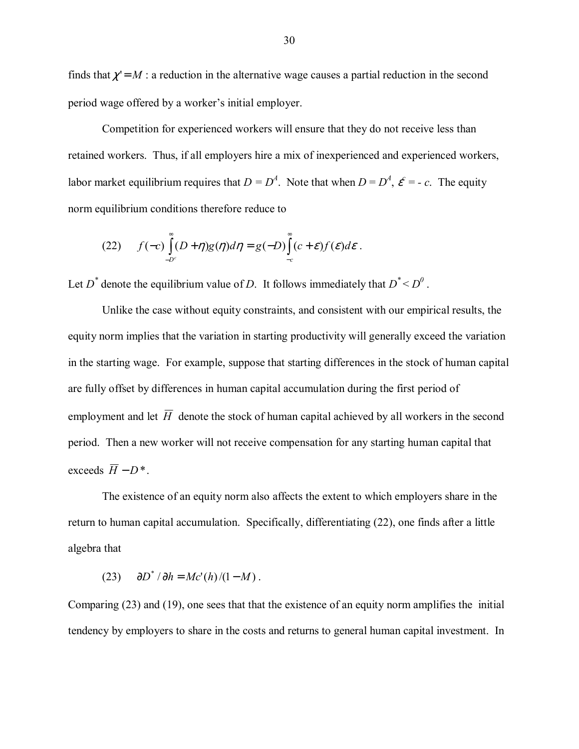finds that $\chi' = M$ : a reduction in the alternative wage causes a partial reduction in the second period wage offered by a worker's initial employer.

Competition for experienced workers will ensure that they do not receive less than retained workers. Thus, if all employers hire a mix of inexperienced and experienced workers, labor market equilibrium requires that $D = D^A$. Note that when $D = D^A$, $\varepsilon^c = - c$. The equity norm equilibrium conditions therefore reduce to

$$(22) \qquad f(-c)\int_{-D^c}^{\infty}(D+\eta)g(\eta)d\eta = g(-D)\int_{-c}^{\infty}(c+\varepsilon)f(\varepsilon)d\varepsilon .$$

Let $D^*$ denote the equilibrium value of $D$. It follows immediately that $D^* < D^0$ .

Unlike the case without equity constraints, and consistent with our empirical results, the equity norm implies that the variation in starting productivity will generally exceed the variation in the starting wage. For example, suppose that starting differences in the stock of human capital are fully offset by differences in human capital accumulation during the first period of employment and let $\overline{H}$ denote the stock of human capital achieved by all workers in the second period. Then a new worker will not receive compensation for any starting human capital that exceeds $\overline{H} - D^*$.

The existence of an equity norm also affects the extent to which employers share in the return to human capital accumulation. Specifically, differentiating (22), one finds after a little algebra that

$$(23) \qquad \partial D^* / \partial h = Mc'(h)/(1-M) .$$

Comparing (23) and (19), one sees that that the existence of an equity norm amplifies the initial tendency by employers to share in the costs and returns to general human capital investment. In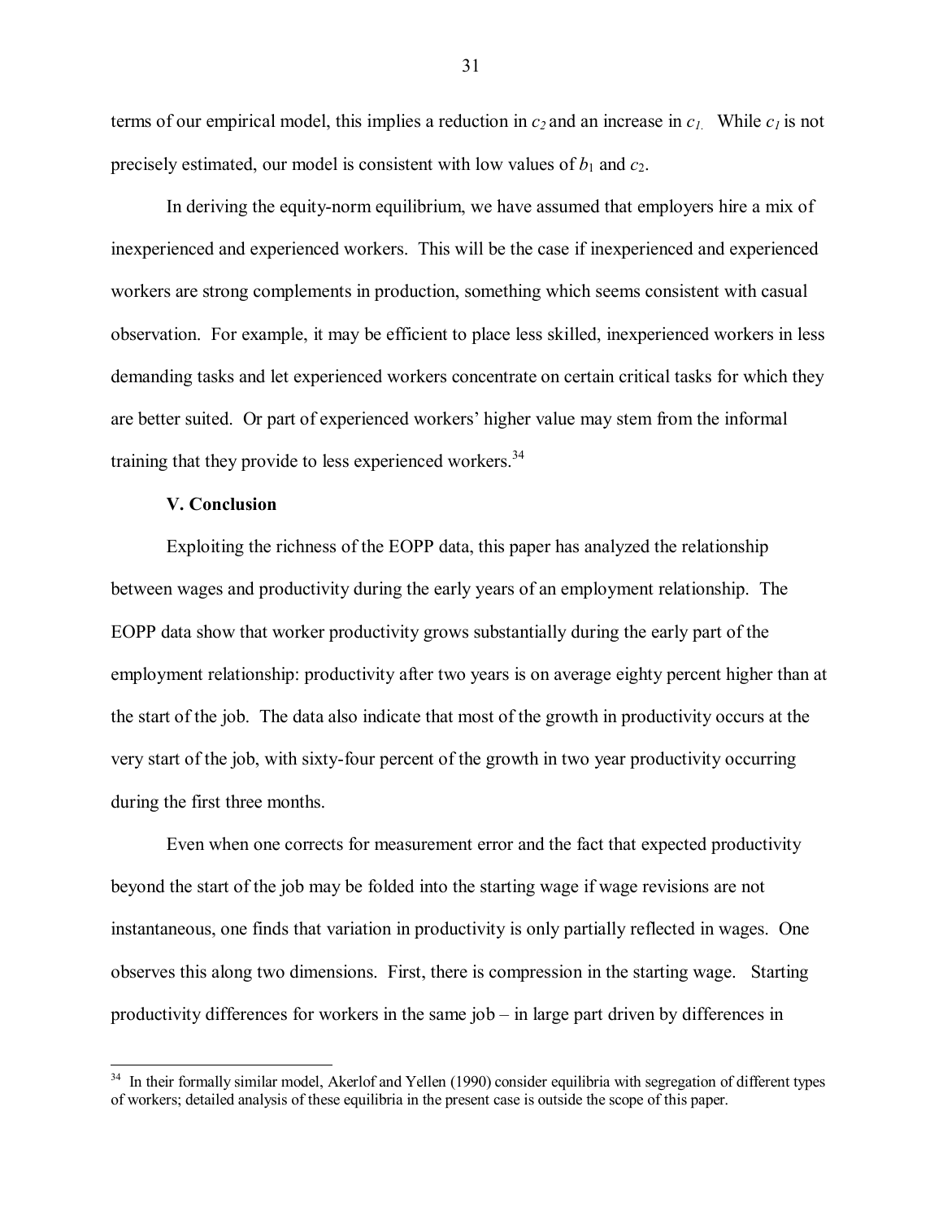terms of our empirical model, this implies a reduction in $c_2$ and an increase in $c_1$. While $c_1$ is not precisely estimated, our model is consistent with low values of $b_1$ and $c_2$.

In deriving the equity-norm equilibrium, we have assumed that employers hire a mix of inexperienced and experienced workers. This will be the case if inexperienced and experienced workers are strong complements in production, something which seems consistent with casual observation. For example, it may be efficient to place less skilled, inexperienced workers in less demanding tasks and let experienced workers concentrate on certain critical tasks for which they are better suited. Or part of experienced workers' higher value may stem from the informal training that they provide to less experienced workers.[34]

## V. Conclusion

Exploiting the richness of the EOPP data, this paper has analyzed the relationship between wages and productivity during the early years of an employment relationship. The EOPP data show that worker productivity grows substantially during the early part of the employment relationship: productivity after two years is on average eighty percent higher than at the start of the job. The data also indicate that most of the growth in productivity occurs at the very start of the job, with sixty-four percent of the growth in two year productivity occurring during the first three months.

Even when one corrects for measurement error and the fact that expected productivity beyond the start of the job may be folded into the starting wage if wage revisions are not instantaneous, one finds that variation in productivity is only partially reflected in wages. One observes this along two dimensions. First, there is compression in the starting wage. Starting productivity differences for workers in the same job – in large part driven by differences in

---

[34] In their formally similar model, Akerlof and Yellen (1990) consider equilibria with segregation of different types of workers; detailed analysis of these equilibria in the present case is outside the scope of this paper.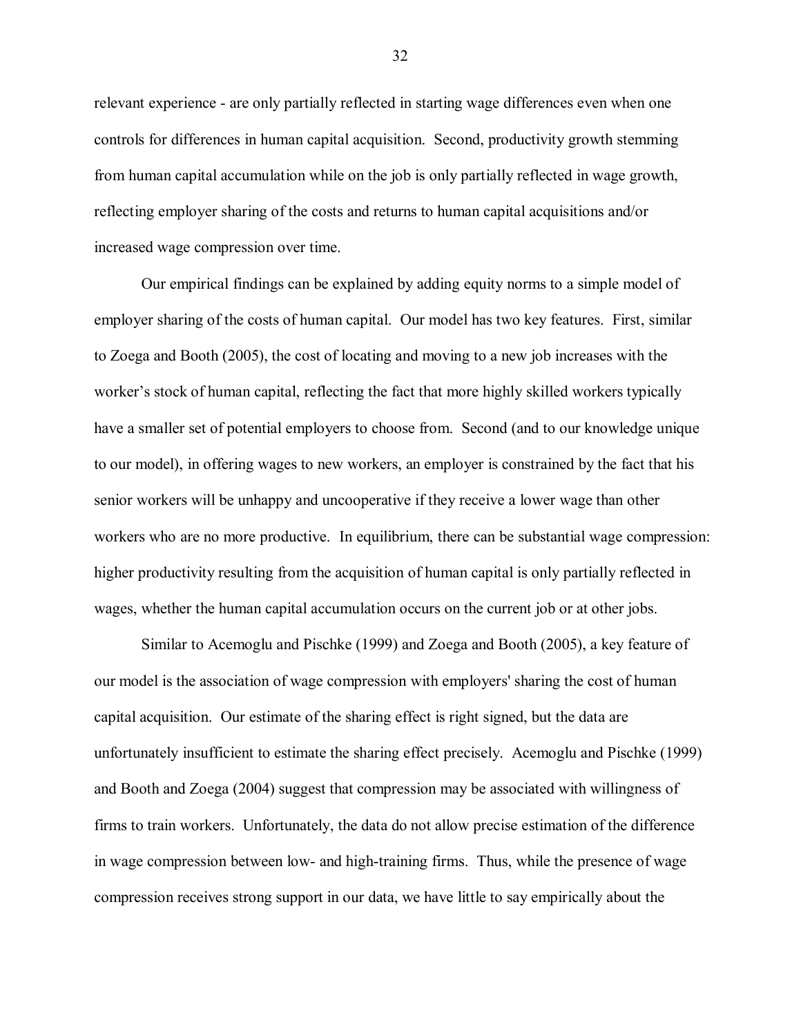relevant experience - are only partially reflected in starting wage differences even when one controls for differences in human capital acquisition. Second, productivity growth stemming from human capital accumulation while on the job is only partially reflected in wage growth, reflecting employer sharing of the costs and returns to human capital acquisitions and/or increased wage compression over time.

Our empirical findings can be explained by adding equity norms to a simple model of employer sharing of the costs of human capital. Our model has two key features. First, similar to Zoega and Booth (2005), the cost of locating and moving to a new job increases with the worker's stock of human capital, reflecting the fact that more highly skilled workers typically have a smaller set of potential employers to choose from. Second (and to our knowledge unique to our model), in offering wages to new workers, an employer is constrained by the fact that his senior workers will be unhappy and uncooperative if they receive a lower wage than other workers who are no more productive. In equilibrium, there can be substantial wage compression: higher productivity resulting from the acquisition of human capital is only partially reflected in wages, whether the human capital accumulation occurs on the current job or at other jobs.

Similar to Acemoglu and Pischke (1999) and Zoega and Booth (2005), a key feature of our model is the association of wage compression with employers' sharing the cost of human capital acquisition. Our estimate of the sharing effect is right signed, but the data are unfortunately insufficient to estimate the sharing effect precisely. Acemoglu and Pischke (1999) and Booth and Zoega (2004) suggest that compression may be associated with willingness of firms to train workers. Unfortunately, the data do not allow precise estimation of the difference in wage compression between low- and high-training firms. Thus, while the presence of wage compression receives strong support in our data, we have little to say empirically about the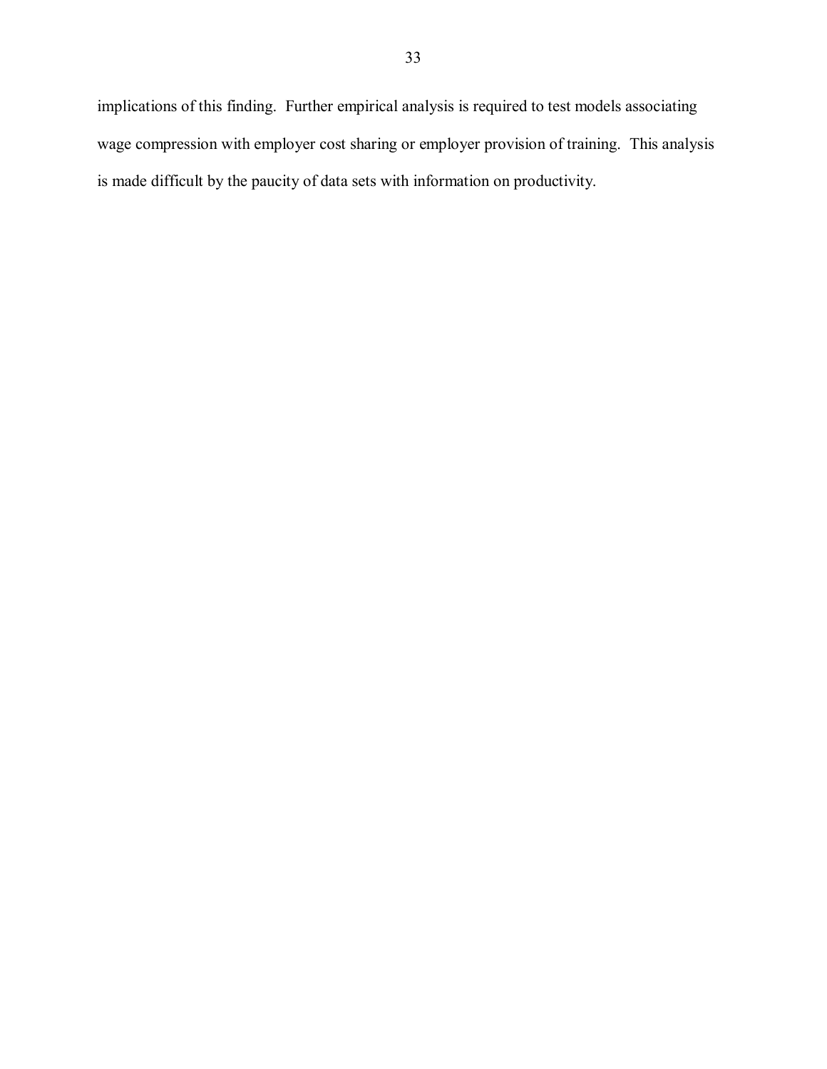implications of this finding. Further empirical analysis is required to test models associating wage compression with employer cost sharing or employer provision of training. This analysis is made difficult by the paucity of data sets with information on productivity.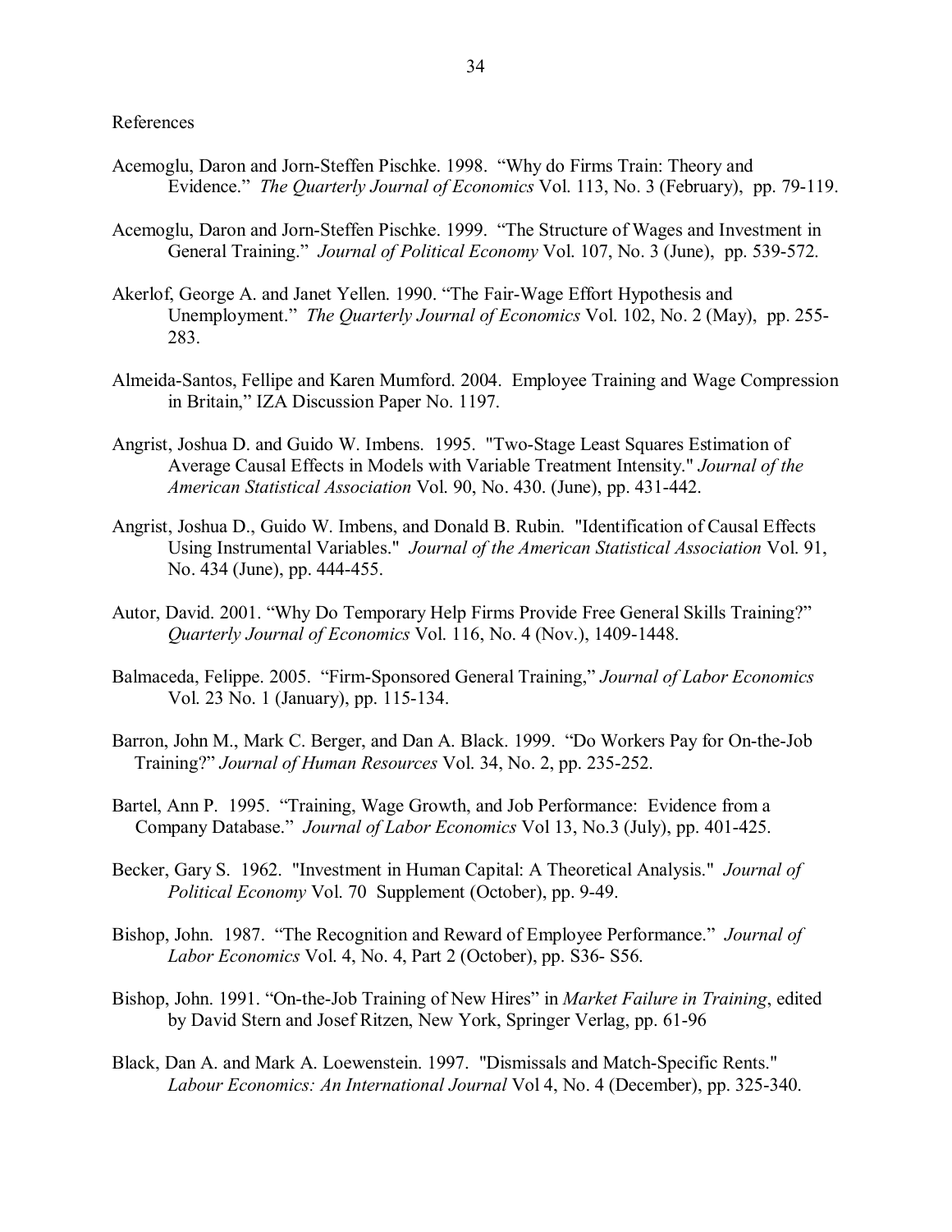References

Acemoglu, Daron and Jorn-Steffen Pischke. 1998. "Why do Firms Train: Theory and Evidence." *The Quarterly Journal of Economics* Vol. 113, No. 3 (February), pp. 79-119.

Acemoglu, Daron and Jorn-Steffen Pischke. 1999. "The Structure of Wages and Investment in General Training." *Journal of Political Economy* Vol. 107, No. 3 (June), pp. 539-572.

Akerlof, George A. and Janet Yellen. 1990. "The Fair-Wage Effort Hypothesis and Unemployment." *The Quarterly Journal of Economics* Vol. 102, No. 2 (May), pp. 255-283.

Almeida-Santos, Fellipe and Karen Mumford. 2004. Employee Training and Wage Compression in Britain," IZA Discussion Paper No. 1197.

Angrist, Joshua D. and Guido W. Imbens. 1995. "Two-Stage Least Squares Estimation of Average Causal Effects in Models with Variable Treatment Intensity." *Journal of the American Statistical Association* Vol. 90, No. 430. (June), pp. 431-442.

Angrist, Joshua D., Guido W. Imbens, and Donald B. Rubin. "Identification of Causal Effects Using Instrumental Variables." *Journal of the American Statistical Association* Vol. 91, No. 434 (June), pp. 444-455.

Autor, David. 2001. "Why Do Temporary Help Firms Provide Free General Skills Training?" *Quarterly Journal of Economics* Vol. 116, No. 4 (Nov.), 1409-1448.

Balmaceda, Felippe. 2005. "Firm-Sponsored General Training," *Journal of Labor Economics* Vol. 23 No. 1 (January), pp. 115-134.

Barron, John M., Mark C. Berger, and Dan A. Black. 1999. "Do Workers Pay for On-the-Job Training?" *Journal of Human Resources* Vol. 34, No. 2, pp. 235-252.

Bartel, Ann P. 1995. "Training, Wage Growth, and Job Performance: Evidence from a Company Database." *Journal of Labor Economics* Vol 13, No.3 (July), pp. 401-425.

Becker, Gary S. 1962. "Investment in Human Capital: A Theoretical Analysis." *Journal of Political Economy* Vol. 70 Supplement (October), pp. 9-49.

Bishop, John. 1987. "The Recognition and Reward of Employee Performance." *Journal of Labor Economics* Vol. 4, No. 4, Part 2 (October), pp. S36- S56.

Bishop, John. 1991. "On-the-Job Training of New Hires" in *Market Failure in Training*, edited by David Stern and Josef Ritzen, New York, Springer Verlag, pp. 61-96

Black, Dan A. and Mark A. Loewenstein. 1997. "Dismissals and Match-Specific Rents." *Labour Economics: An International Journal* Vol 4, No. 4 (December), pp. 325-340.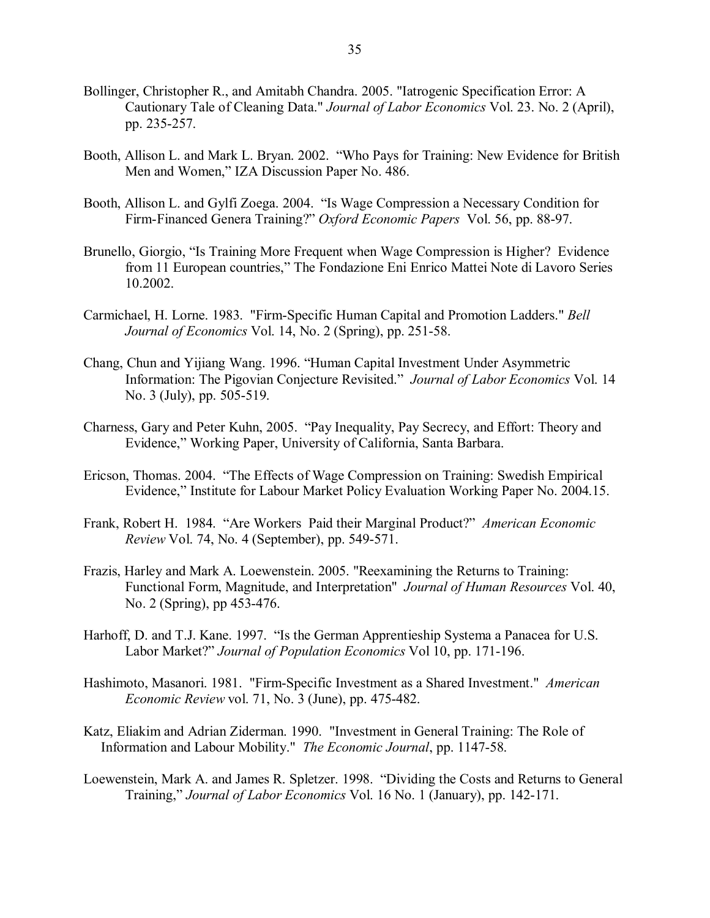Bollinger, Christopher R., and Amitabh Chandra. 2005. "Iatrogenic Specification Error: A Cautionary Tale of Cleaning Data." *Journal of Labor Economics* Vol. 23. No. 2 (April), pp. 235-257.

Booth, Allison L. and Mark L. Bryan. 2002. "Who Pays for Training: New Evidence for British Men and Women," IZA Discussion Paper No. 486.

Booth, Allison L. and Gylfi Zoega. 2004. "Is Wage Compression a Necessary Condition for Firm-Financed Genera Training?" *Oxford Economic Papers* Vol. 56, pp. 88-97.

Brunello, Giorgio, "Is Training More Frequent when Wage Compression is Higher? Evidence from 11 European countries," The Fondazione Eni Enrico Mattei Note di Lavoro Series 10.2002.

Carmichael, H. Lorne. 1983. "Firm-Specific Human Capital and Promotion Ladders." *Bell Journal of Economics* Vol. 14, No. 2 (Spring), pp. 251-58.

Chang, Chun and Yijiang Wang. 1996. "Human Capital Investment Under Asymmetric Information: The Pigovian Conjecture Revisited." *Journal of Labor Economics* Vol. 14 No. 3 (July), pp. 505-519.

Charness, Gary and Peter Kuhn, 2005. "Pay Inequality, Pay Secrecy, and Effort: Theory and Evidence," Working Paper, University of California, Santa Barbara.

Ericson, Thomas. 2004. "The Effects of Wage Compression on Training: Swedish Empirical Evidence," Institute for Labour Market Policy Evaluation Working Paper No. 2004.15.

Frank, Robert H. 1984. "Are Workers Paid their Marginal Product?" *American Economic Review* Vol. 74, No. 4 (September), pp. 549-571.

Frazis, Harley and Mark A. Loewenstein. 2005. "Reexamining the Returns to Training: Functional Form, Magnitude, and Interpretation" *Journal of Human Resources* Vol. 40, No. 2 (Spring), pp 453-476.

Harhoff, D. and T.J. Kane. 1997. "Is the German Apprentieship Systema a Panacea for U.S. Labor Market?" *Journal of Population Economics* Vol 10, pp. 171-196.

Hashimoto, Masanori. 1981. "Firm-Specific Investment as a Shared Investment." *American Economic Review* vol. 71, No. 3 (June), pp. 475-482.

Katz, Eliakim and Adrian Ziderman. 1990. "Investment in General Training: The Role of Information and Labour Mobility." *The Economic Journal*, pp. 1147-58.

Loewenstein, Mark A. and James R. Spletzer. 1998. "Dividing the Costs and Returns to General Training," *Journal of Labor Economics* Vol. 16 No. 1 (January), pp. 142-171.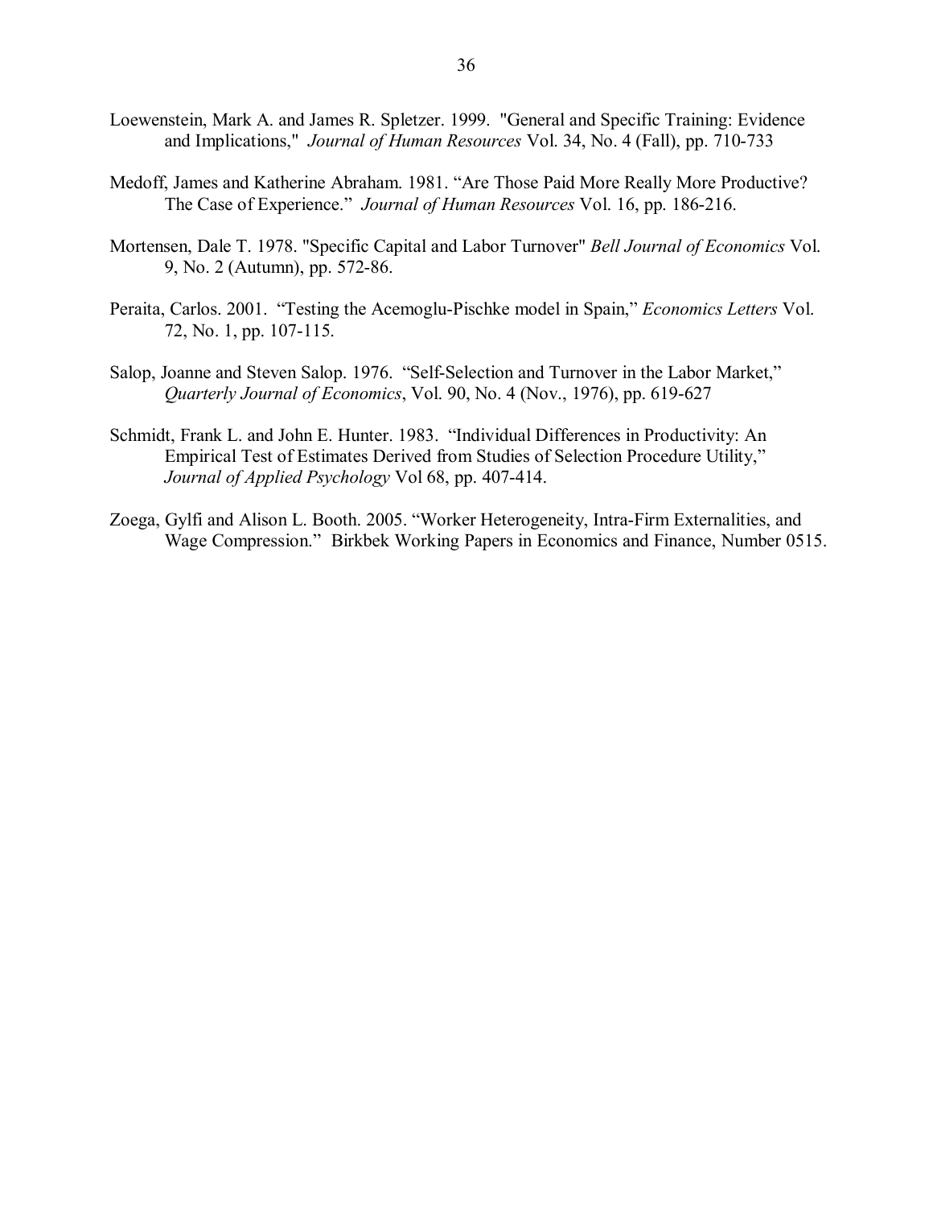Loewenstein, Mark A. and James R. Spletzer. 1999. "General and Specific Training: Evidence and Implications," *Journal of Human Resources* Vol. 34, No. 4 (Fall), pp. 710-733

Medoff, James and Katherine Abraham. 1981. "Are Those Paid More Really More Productive? The Case of Experience." *Journal of Human Resources* Vol. 16, pp. 186-216.

Mortensen, Dale T. 1978. "Specific Capital and Labor Turnover" *Bell Journal of Economics* Vol. 9, No. 2 (Autumn), pp. 572-86.

Peraita, Carlos. 2001. "Testing the Acemoglu-Pischke model in Spain," *Economics Letters* Vol. 72, No. 1, pp. 107-115.

Salop, Joanne and Steven Salop. 1976. "Self-Selection and Turnover in the Labor Market," *Quarterly Journal of Economics*, Vol. 90, No. 4 (Nov., 1976), pp. 619-627

Schmidt, Frank L. and John E. Hunter. 1983. "Individual Differences in Productivity: An Empirical Test of Estimates Derived from Studies of Selection Procedure Utility," *Journal of Applied Psychology* Vol 68, pp. 407-414.

Zoega, Gylfi and Alison L. Booth. 2005. "Worker Heterogeneity, Intra-Firm Externalities, and Wage Compression." Birkbek Working Papers in Economics and Finance, Number 0515.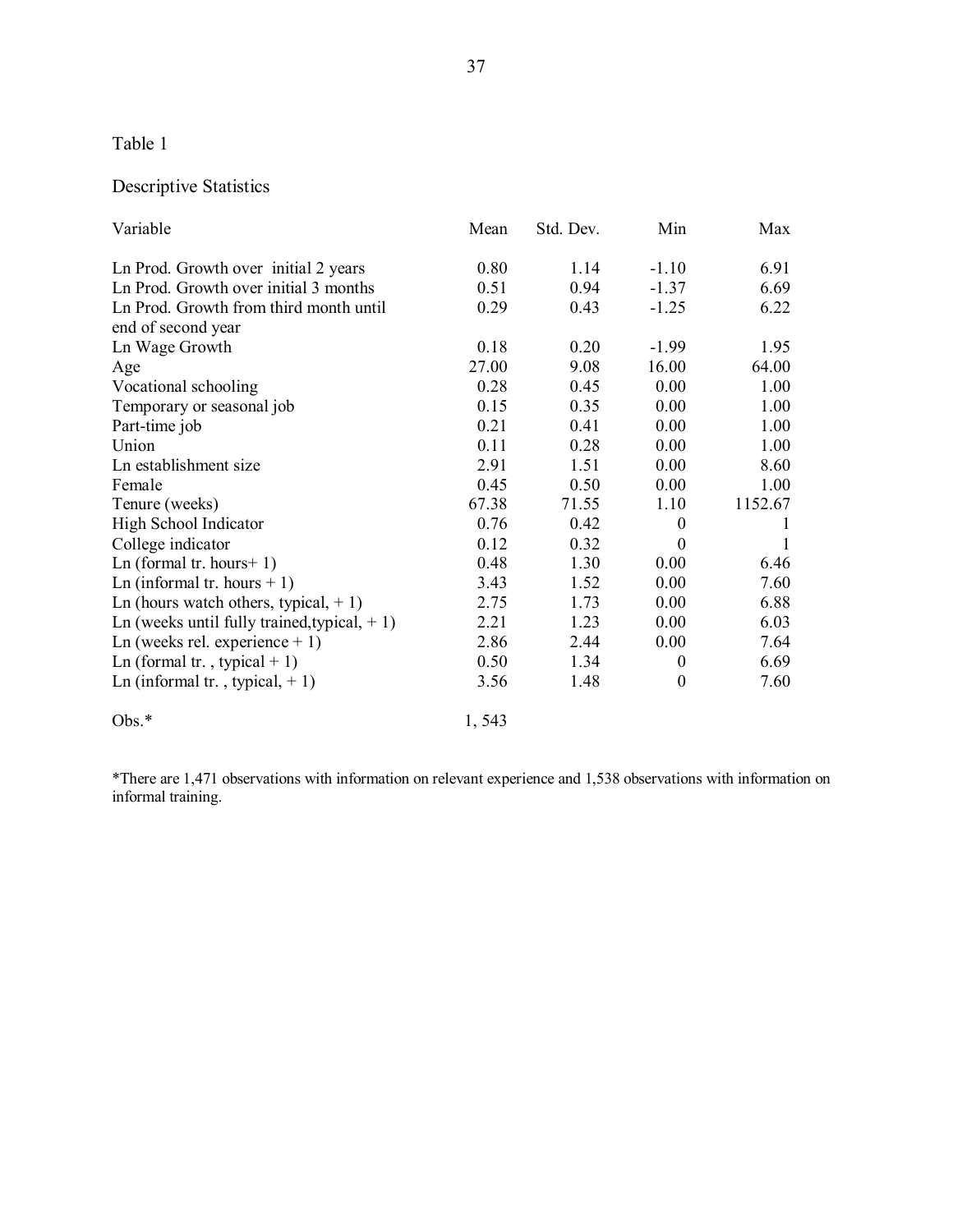Table 1

Descriptive Statistics

| Variable | Mean | Std. Dev. | Min | Max |
|---|---|---|---|---|
| Ln Prod. Growth over initial 2 years | 0.80 | 1.14 | -1.10 | 6.91 |
| Ln Prod. Growth over initial 3 months | 0.51 | 0.94 | -1.37 | 6.69 |
| Ln Prod. Growth from third month until end of second year | 0.29 | 0.43 | -1.25 | 6.22 |
| Ln Wage Growth | 0.18 | 0.20 | -1.99 | 1.95 |
| Age | 27.00 | 9.08 | 16.00 | 64.00 |
| Vocational schooling | 0.28 | 0.45 | 0.00 | 1.00 |
| Temporary or seasonal job | 0.15 | 0.35 | 0.00 | 1.00 |
| Part-time job | 0.21 | 0.41 | 0.00 | 1.00 |
| Union | 0.11 | 0.28 | 0.00 | 1.00 |
| Ln establishment size | 2.91 | 1.51 | 0.00 | 8.60 |
| Female | 0.45 | 0.50 | 0.00 | 1.00 |
| Tenure (weeks) | 67.38 | 71.55 | 1.10 | 1152.67 |
| High School Indicator | 0.76 | 0.42 | 0 | 1 |
| College indicator | 0.12 | 0.32 | 0 | 1 |
| Ln (formal tr. hours+ 1) | 0.48 | 1.30 | 0.00 | 6.46 |
| Ln (informal tr. hours + 1) | 3.43 | 1.52 | 0.00 | 7.60 |
| Ln (hours watch others, typical, + 1) | 2.75 | 1.73 | 0.00 | 6.88 |
| Ln (weeks until fully trained,typical, + 1) | 2.21 | 1.23 | 0.00 | 6.03 |
| Ln (weeks rel. experience + 1) | 2.86 | 2.44 | 0.00 | 7.64 |
| Ln (formal tr. , typical + 1) | 0.50 | 1.34 | 0 | 6.69 |
| Ln (informal tr. , typical, + 1) | 3.56 | 1.48 | 0 | 7.60 |
| Obs.* | 1, 543 | | | |

*There are 1,471 observations with information on relevant experience and 1,538 observations with information on informal training.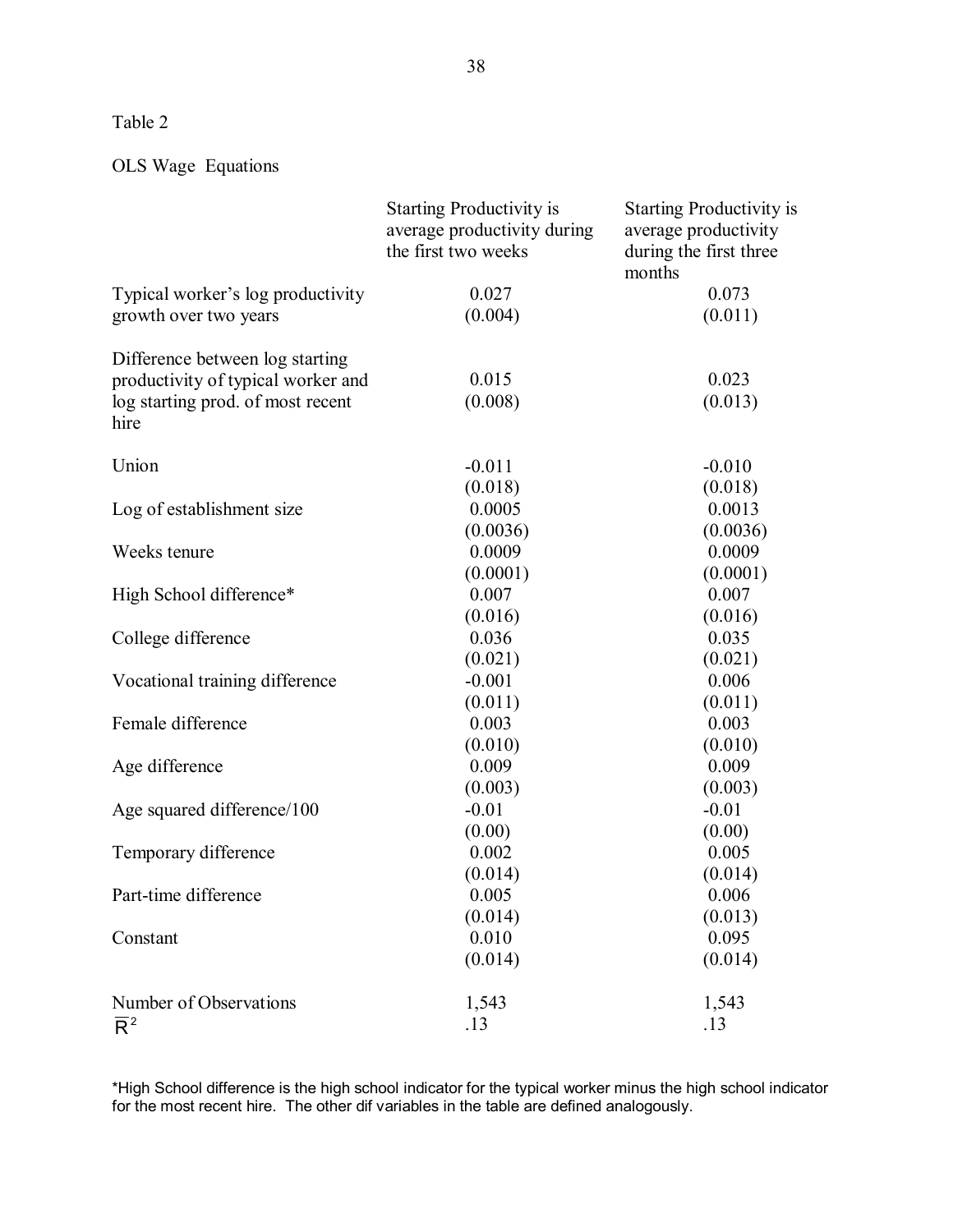Table 2

OLS Wage Equations

| | Starting Productivity is average productivity during the first two weeks | Starting Productivity is average productivity during the first three months |
|---|---|---|
| Typical worker's log productivity growth over two years | 0.027<br>(0.004) | 0.073<br>(0.011) |
| Difference between log starting productivity of typical worker and log starting prod. of most recent hire | 0.015<br>(0.008) | 0.023<br>(0.013) |
| Union | -0.011<br>(0.018) | -0.010<br>(0.018) |
| Log of establishment size | 0.0005<br>(0.0036) | 0.0013<br>(0.0036) |
| Weeks tenure | 0.0009<br>(0.0001) | 0.0009<br>(0.0001) |
| High School difference* | 0.007<br>(0.016) | 0.007<br>(0.016) |
| College difference | 0.036<br>(0.021) | 0.035<br>(0.021) |
| Vocational training difference | -0.001<br>(0.011) | 0.006<br>(0.011) |
| Female difference | 0.003<br>(0.010) | 0.003<br>(0.010) |
| Age difference | 0.009<br>(0.003) | 0.009<br>(0.003) |
| Age squared difference/100 | -0.01<br>(0.00) | -0.01<br>(0.00) |
| Temporary difference | 0.002<br>(0.014) | 0.005<br>(0.014) |
| Part-time difference | 0.005<br>(0.014) | 0.006<br>(0.013) |
| Constant | 0.010<br>(0.014) | 0.095<br>(0.014) |
| Number of Observations | 1,543 | 1,543 |
| $\overline{R}^2$ | .13 | .13 |

*High School difference is the high school indicator for the typical worker minus the high school indicator for the most recent hire. The other dif variables in the table are defined analogously.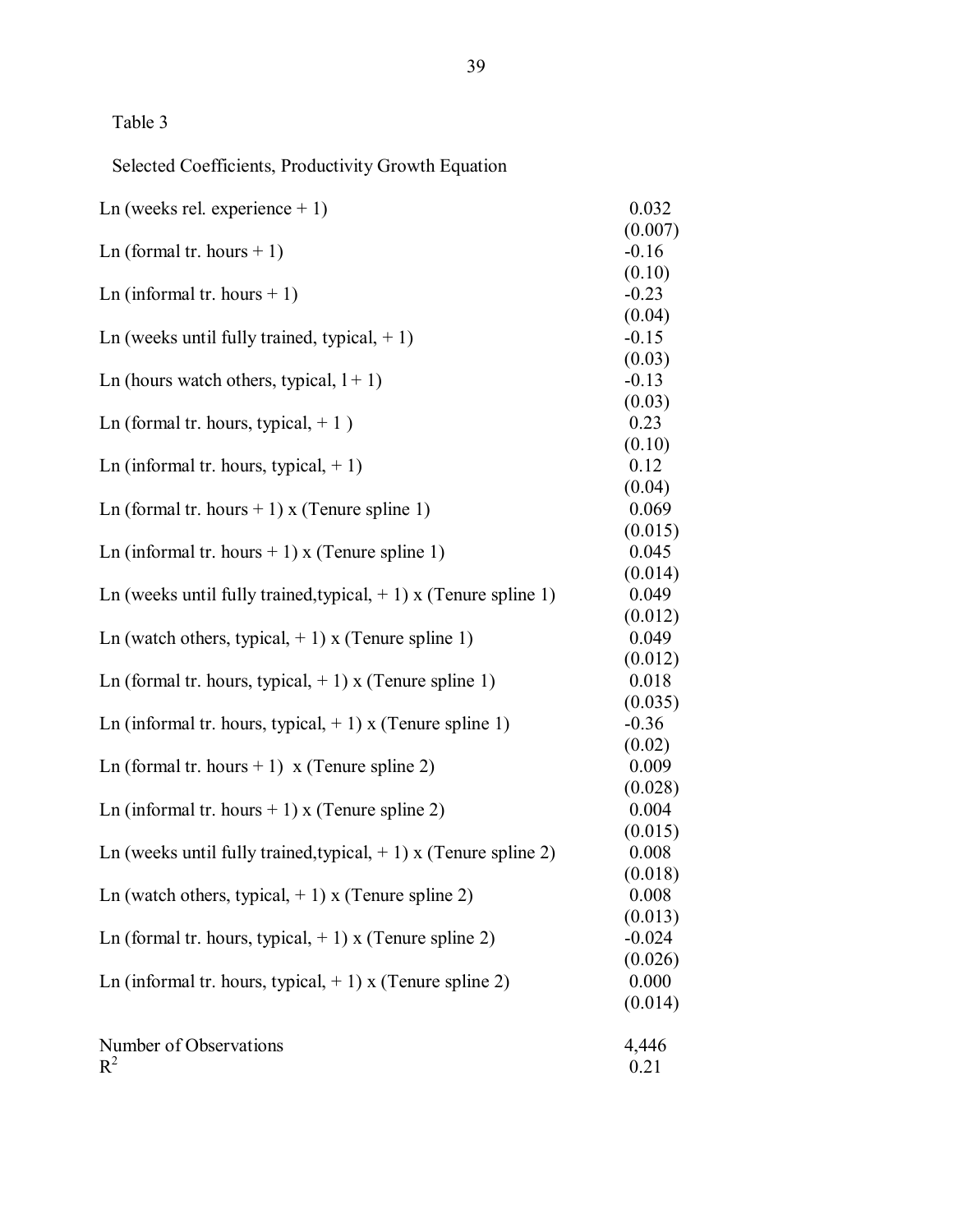Table 3

Selected Coefficients, Productivity Growth Equation

| | |
|---|---|
| Ln (weeks rel. experience + 1) | 0.032 |
| | (0.007) |
| Ln (formal tr. hours + 1) | -0.16 |
| | (0.10) |
| Ln (informal tr. hours + 1) | -0.23 |
| | (0.04) |
| Ln (weeks until fully trained, typical, + 1) | -0.15 |
| | (0.03) |
| Ln (hours watch others, typical, l + 1) | -0.13 |
| | (0.03) |
| Ln (formal tr. hours, typical, + 1 ) | 0.23 |
| | (0.10) |
| Ln (informal tr. hours, typical, + 1) | 0.12 |
| | (0.04) |
| Ln (formal tr. hours + 1) x (Tenure spline 1) | 0.069 |
| | (0.015) |
| Ln (informal tr. hours + 1) x (Tenure spline 1) | 0.045 |
| | (0.014) |
| Ln (weeks until fully trained,typical, + 1) x (Tenure spline 1) | 0.049 |
| | (0.012) |
| Ln (watch others, typical, + 1) x (Tenure spline 1) | 0.049 |
| | (0.012) |
| Ln (formal tr. hours, typical, + 1) x (Tenure spline 1) | 0.018 |
| | (0.035) |
| Ln (informal tr. hours, typical, + 1) x (Tenure spline 1) | -0.36 |
| | (0.02) |
| Ln (formal tr. hours + 1) x (Tenure spline 2) | 0.009 |
| | (0.028) |
| Ln (informal tr. hours + 1) x (Tenure spline 2) | 0.004 |
| | (0.015) |
| Ln (weeks until fully trained,typical, + 1) x (Tenure spline 2) | 0.008 |
| | (0.018) |
| Ln (watch others, typical, + 1) x (Tenure spline 2) | 0.008 |
| | (0.013) |
| Ln (formal tr. hours, typical, + 1) x (Tenure spline 2) | -0.024 |
| | (0.026) |
| Ln (informal tr. hours, typical, + 1) x (Tenure spline 2) | 0.000 |
| | (0.014) |
| Number of Observations | 4,446 |
| $R^2$ | 0.21 |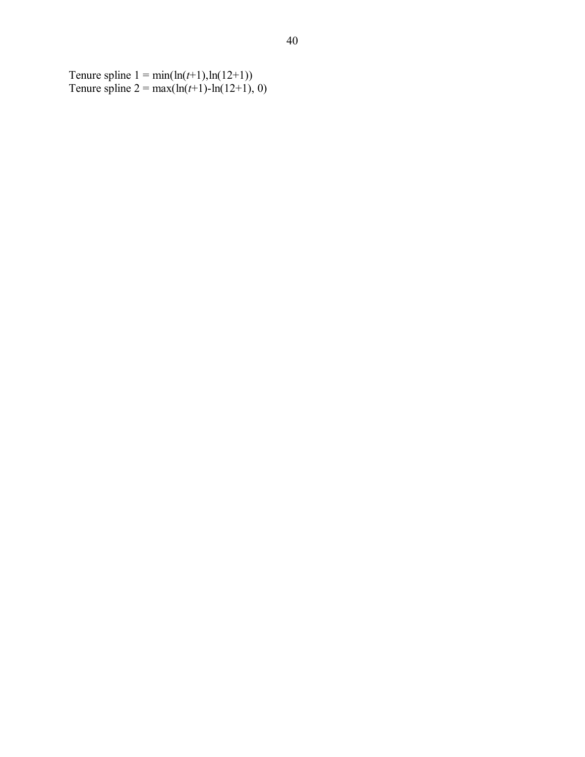Tenure spline 1 = $\min(\ln(t+1), \ln(12+1))$
Tenure spline 2 = $\max(\ln(t+1)-\ln(12+1), 0)$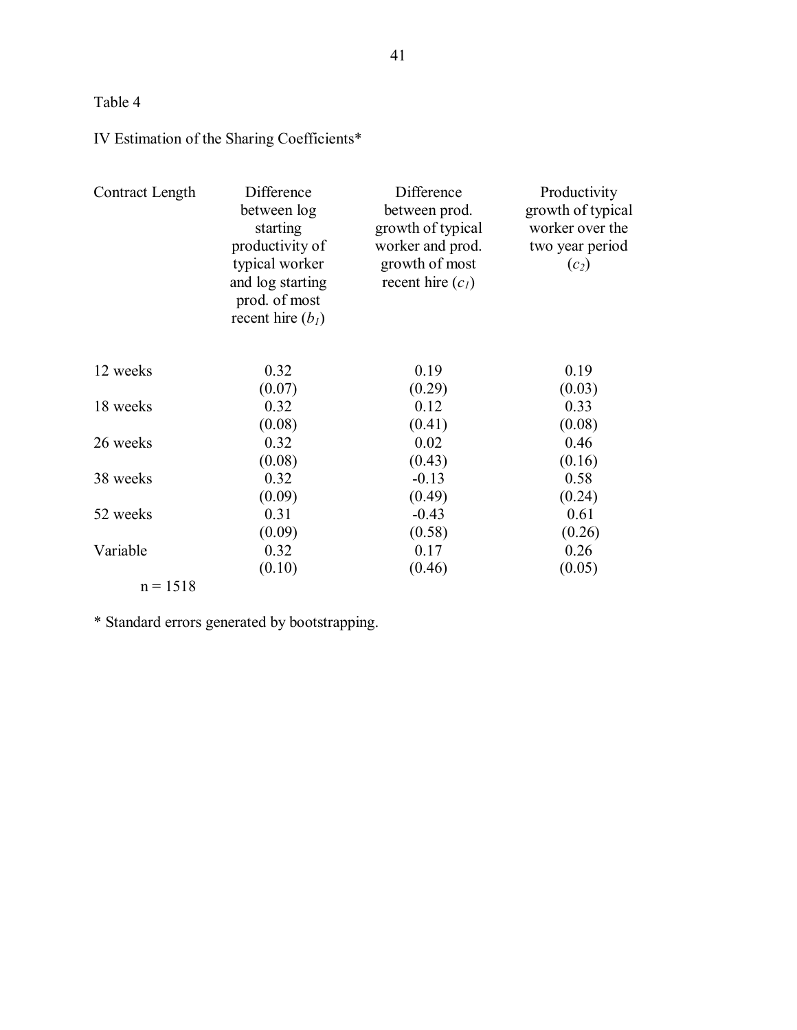Table 4

IV Estimation of the Sharing Coefficients*

| Contract Length | Difference between log starting productivity of typical worker and log starting prod. of most recent hire ($b_1$) | Difference between prod. growth of typical worker and prod. growth of most recent hire ($c_1$) | Productivity growth of typical worker over the two year period ($c_2$) |
|---|---|---|---|
| 12 weeks | 0.32 | 0.19 | 0.19 |
| | (0.07) | (0.29) | (0.03) |
| 18 weeks | 0.32 | 0.12 | 0.33 |
| | (0.08) | (0.41) | (0.08) |
| 26 weeks | 0.32 | 0.02 | 0.46 |
| | (0.08) | (0.43) | (0.16) |
| 38 weeks | 0.32 | -0.13 | 0.58 |
| | (0.09) | (0.49) | (0.24) |
| 52 weeks | 0.31 | -0.43 | 0.61 |
| | (0.09) | (0.58) | (0.26) |
| Variable | 0.32 | 0.17 | 0.26 |
| | (0.10) | (0.46) | (0.05) |

n = 1518

* Standard errors generated by bootstrapping.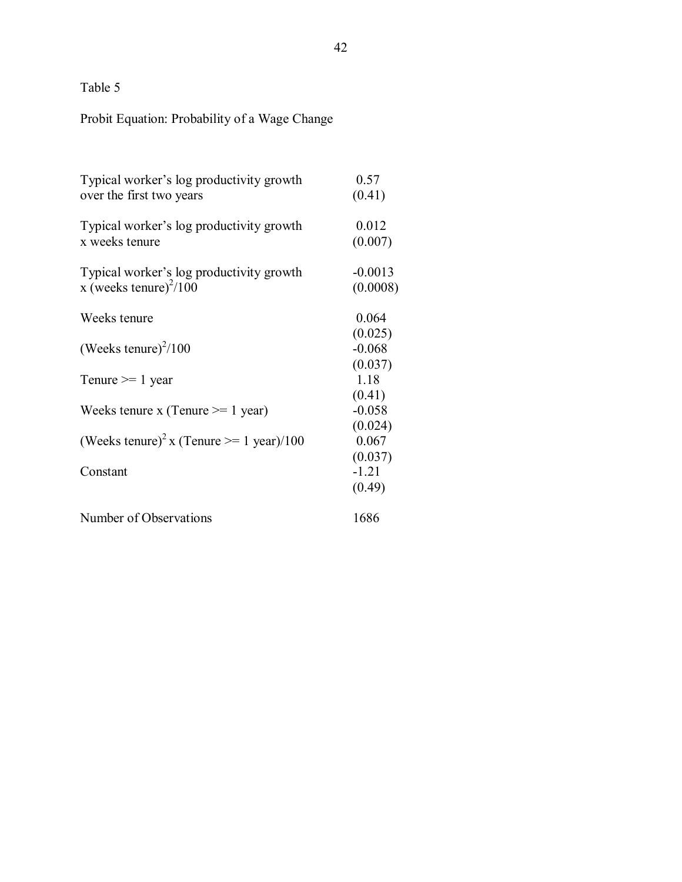Table 5

Probit Equation: Probability of a Wage Change

| | |
|---|---|
| Typical worker's log productivity growth over the first two years | 0.57 (0.41) |
| Typical worker's log productivity growth x weeks tenure | 0.012 (0.007) |
| Typical worker's log productivity growth x (weeks tenure)$^2$/100 | -0.0013 (0.0008) |
| Weeks tenure | 0.064 (0.025) |
| (Weeks tenure)$^2$/100 | -0.068 (0.037) |
| Tenure >= 1 year | 1.18 (0.41) |
| Weeks tenure x (Tenure >= 1 year) | -0.058 (0.024) |
| (Weeks tenure)$^2$ x (Tenure >= 1 year)/100 | 0.067 (0.037) |
| Constant | -1.21 (0.49) |
| Number of Observations | 1686 |